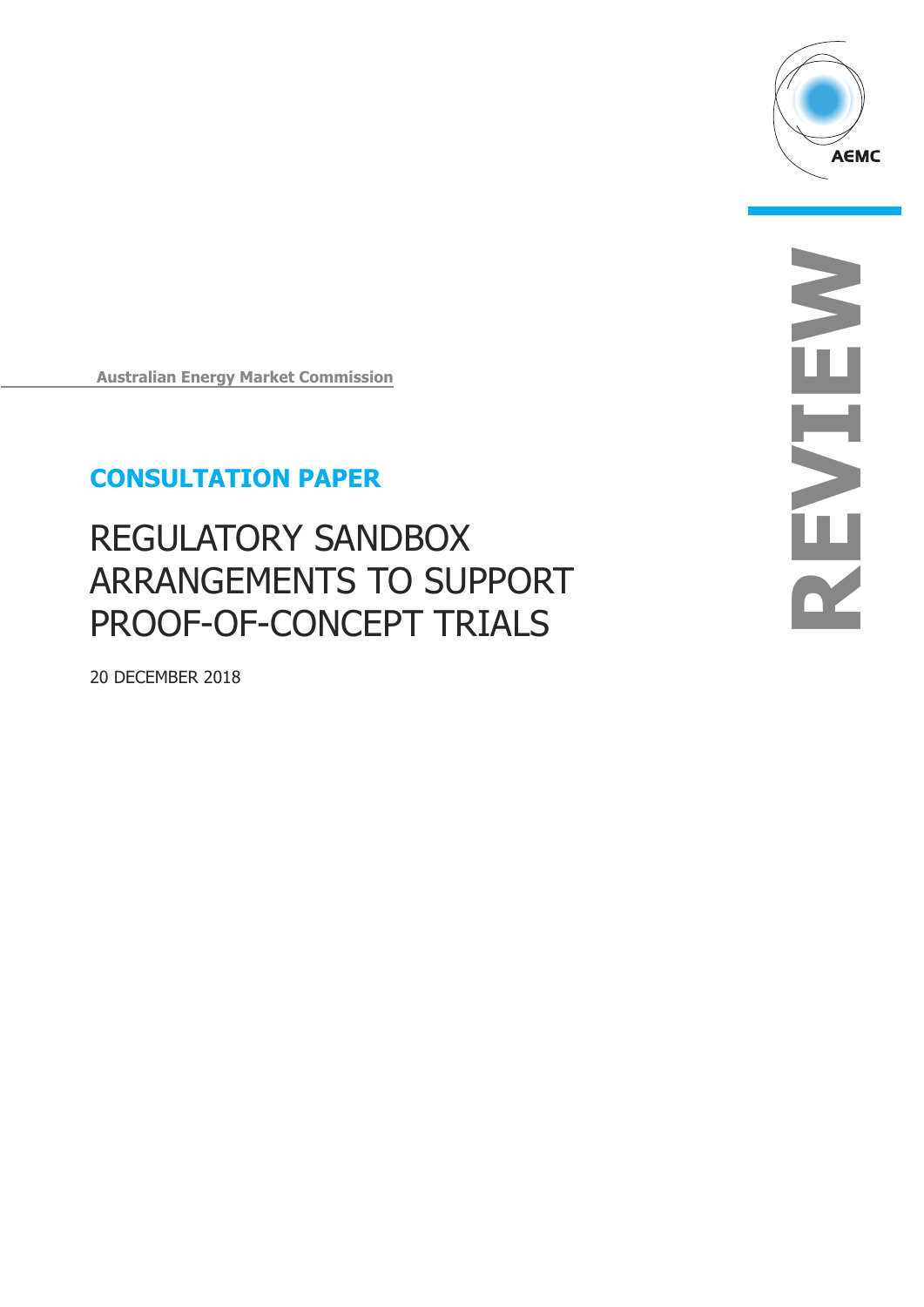AEMC

REVIEW

Australian Energy Market Commission

## CONSULTATION PAPER

# REGULATORY SANDBOX ARRANGEMENTS TO SUPPORT PROOF-OF-CONCEPT TRIALS

20 DECEMBER 2018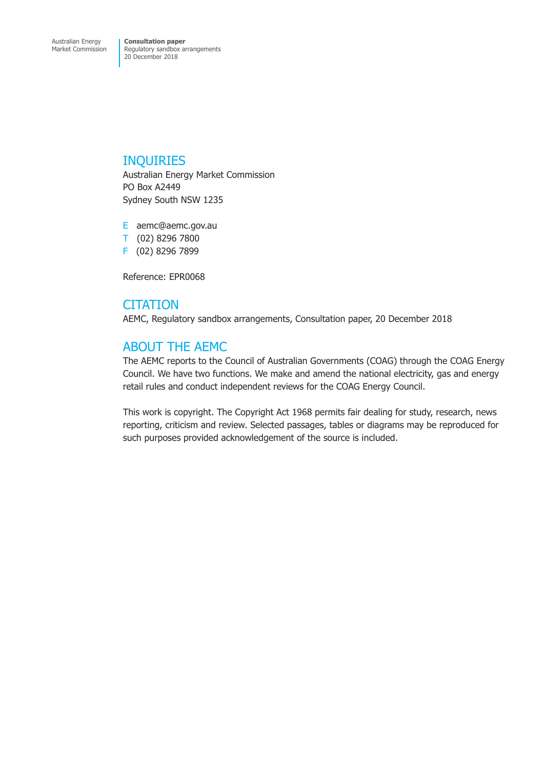## INQUIRIES

Australian Energy Market Commission
PO Box A2449
Sydney South NSW 1235

E aemc@aemc.gov.au
T (02) 8296 7800
F (02) 8296 7899

Reference: EPR0068

## CITATION

AEMC, Regulatory sandbox arrangements, Consultation paper, 20 December 2018

## ABOUT THE AEMC

The AEMC reports to the Council of Australian Governments (COAG) through the COAG Energy Council. We have two functions. We make and amend the national electricity, gas and energy retail rules and conduct independent reviews for the COAG Energy Council.

This work is copyright. The Copyright Act 1968 permits fair dealing for study, research, news reporting, criticism and review. Selected passages, tables or diagrams may be reproduced for such purposes provided acknowledgement of the source is included.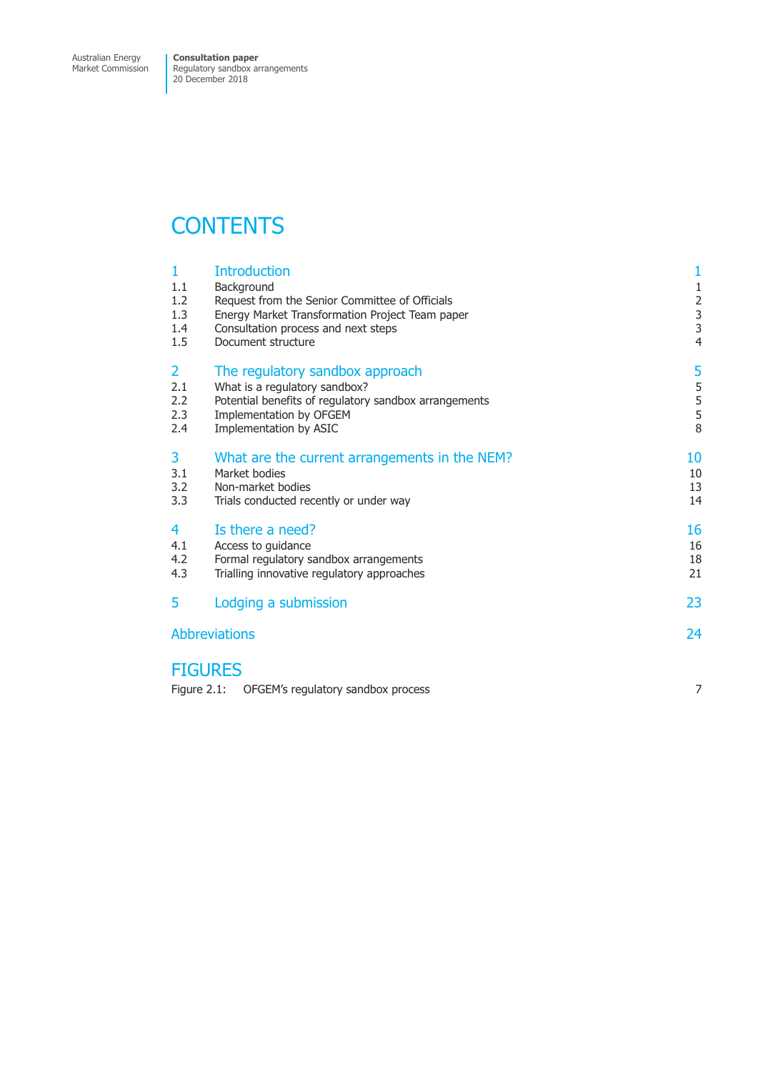# CONTENTS

| | | |
|---|---|---|
| **1** | **Introduction** | **1** |
| 1.1 | Background | 1 |
| 1.2 | Request from the Senior Committee of Officials | 2 |
| 1.3 | Energy Market Transformation Project Team paper | 3 |
| 1.4 | Consultation process and next steps | 3 |
| 1.5 | Document structure | 4 |
| **2** | **The regulatory sandbox approach** | **5** |
| 2.1 | What is a regulatory sandbox? | 5 |
| 2.2 | Potential benefits of regulatory sandbox arrangements | 5 |
| 2.3 | Implementation by OFGEM | 5 |
| 2.4 | Implementation by ASIC | 8 |
| **3** | **What are the current arrangements in the NEM?** | **10** |
| 3.1 | Market bodies | 10 |
| 3.2 | Non-market bodies | 13 |
| 3.3 | Trials conducted recently or under way | 14 |
| **4** | **Is there a need?** | **16** |
| 4.1 | Access to guidance | 16 |
| 4.2 | Formal regulatory sandbox arrangements | 18 |
| 4.3 | Trialling innovative regulatory approaches | 21 |
| **5** | **Lodging a submission** | **23** |
| | **Abbreviations** | **24** |

# FIGURES

| | | |
|---|---|---|
| Figure 2.1: | OFGEM's regulatory sandbox process | 7 |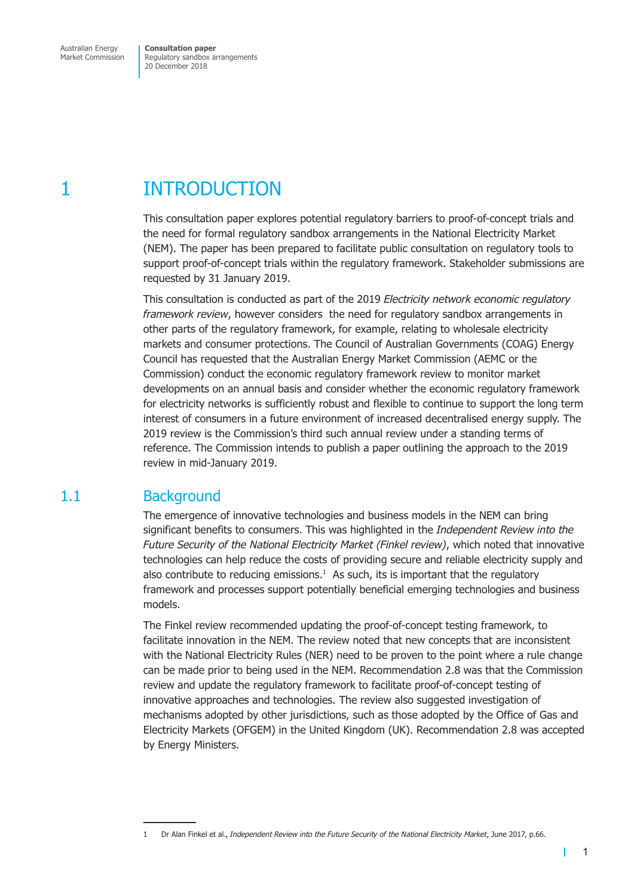# 1 INTRODUCTION

This consultation paper explores potential regulatory barriers to proof-of-concept trials and the need for formal regulatory sandbox arrangements in the National Electricity Market (NEM). The paper has been prepared to facilitate public consultation on regulatory tools to support proof-of-concept trials within the regulatory framework. Stakeholder submissions are requested by 31 January 2019.

This consultation is conducted as part of the 2019 *Electricity network economic regulatory framework review*, however considers the need for regulatory sandbox arrangements in other parts of the regulatory framework, for example, relating to wholesale electricity markets and consumer protections. The Council of Australian Governments (COAG) Energy Council has requested that the Australian Energy Market Commission (AEMC or the Commission) conduct the economic regulatory framework review to monitor market developments on an annual basis and consider whether the economic regulatory framework for electricity networks is sufficiently robust and flexible to continue to support the long term interest of consumers in a future environment of increased decentralised energy supply. The 2019 review is the Commission's third such annual review under a standing terms of reference. The Commission intends to publish a paper outlining the approach to the 2019 review in mid-January 2019.

## 1.1 Background

The emergence of innovative technologies and business models in the NEM can bring significant benefits to consumers. This was highlighted in the *Independent Review into the Future Security of the National Electricity Market (Finkel review)*, which noted that innovative technologies can help reduce the costs of providing secure and reliable electricity supply and also contribute to reducing emissions.[1] As such, its is important that the regulatory framework and processes support potentially beneficial emerging technologies and business models.

The Finkel review recommended updating the proof-of-concept testing framework, to facilitate innovation in the NEM. The review noted that new concepts that are inconsistent with the National Electricity Rules (NER) need to be proven to the point where a rule change can be made prior to being used in the NEM. Recommendation 2.8 was that the Commission review and update the regulatory framework to facilitate proof-of-concept testing of innovative approaches and technologies. The review also suggested investigation of mechanisms adopted by other jurisdictions, such as those adopted by the Office of Gas and Electricity Markets (OFGEM) in the United Kingdom (UK). Recommendation 2.8 was accepted by Energy Ministers.

---

1 Dr Alan Finkel et al., *Independent Review into the Future Security of the National Electricity Market*, June 2017, p.66.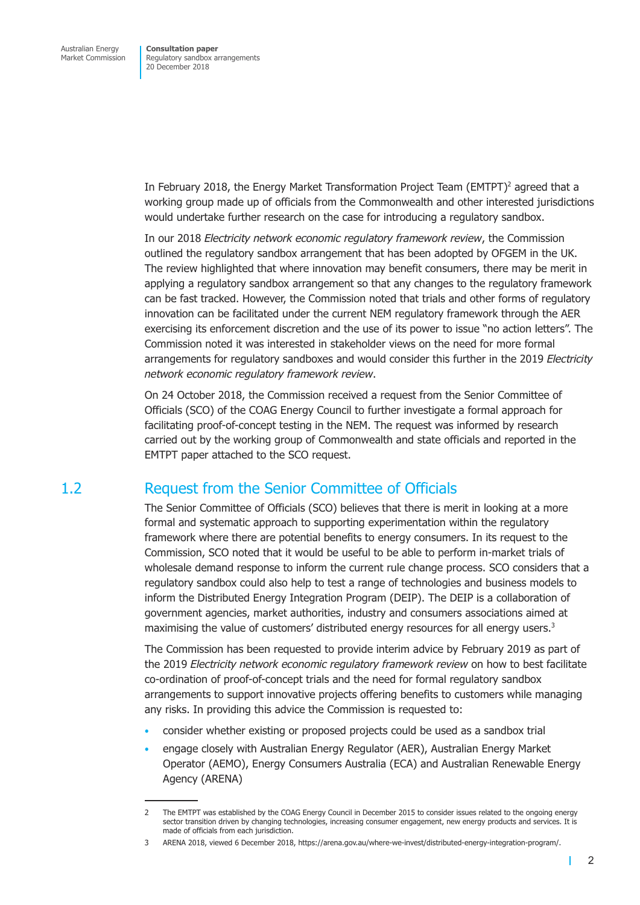In February 2018, the Energy Market Transformation Project Team (EMTPT)[2] agreed that a working group made up of officials from the Commonwealth and other interested jurisdictions would undertake further research on the case for introducing a regulatory sandbox.

In our 2018 *Electricity network economic regulatory framework review*, the Commission outlined the regulatory sandbox arrangement that has been adopted by OFGEM in the UK. The review highlighted that where innovation may benefit consumers, there may be merit in applying a regulatory sandbox arrangement so that any changes to the regulatory framework can be fast tracked. However, the Commission noted that trials and other forms of regulatory innovation can be facilitated under the current NEM regulatory framework through the AER exercising its enforcement discretion and the use of its power to issue "no action letters". The Commission noted it was interested in stakeholder views on the need for more formal arrangements for regulatory sandboxes and would consider this further in the 2019 *Electricity network economic regulatory framework review*.

On 24 October 2018, the Commission received a request from the Senior Committee of Officials (SCO) of the COAG Energy Council to further investigate a formal approach for facilitating proof-of-concept testing in the NEM. The request was informed by research carried out by the working group of Commonwealth and state officials and reported in the EMTPT paper attached to the SCO request.

## 1.2 Request from the Senior Committee of Officials

The Senior Committee of Officials (SCO) believes that there is merit in looking at a more formal and systematic approach to supporting experimentation within the regulatory framework where there are potential benefits to energy consumers. In its request to the Commission, SCO noted that it would be useful to be able to perform in-market trials of wholesale demand response to inform the current rule change process. SCO considers that a regulatory sandbox could also help to test a range of technologies and business models to inform the Distributed Energy Integration Program (DEIP). The DEIP is a collaboration of government agencies, market authorities, industry and consumers associations aimed at maximising the value of customers' distributed energy resources for all energy users.[3]

The Commission has been requested to provide interim advice by February 2019 as part of the 2019 *Electricity network economic regulatory framework review* on how to best facilitate co-ordination of proof-of-concept trials and the need for formal regulatory sandbox arrangements to support innovative projects offering benefits to customers while managing any risks. In providing this advice the Commission is requested to:

- consider whether existing or proposed projects could be used as a sandbox trial
- engage closely with Australian Energy Regulator (AER), Australian Energy Market Operator (AEMO), Energy Consumers Australia (ECA) and Australian Renewable Energy Agency (ARENA)

---

2 The EMTPT was established by the COAG Energy Council in December 2015 to consider issues related to the ongoing energy sector transition driven by changing technologies, increasing consumer engagement, new energy products and services. It is made of officials from each jurisdiction.

3 ARENA 2018, viewed 6 December 2018, https://arena.gov.au/where-we-invest/distributed-energy-integration-program/.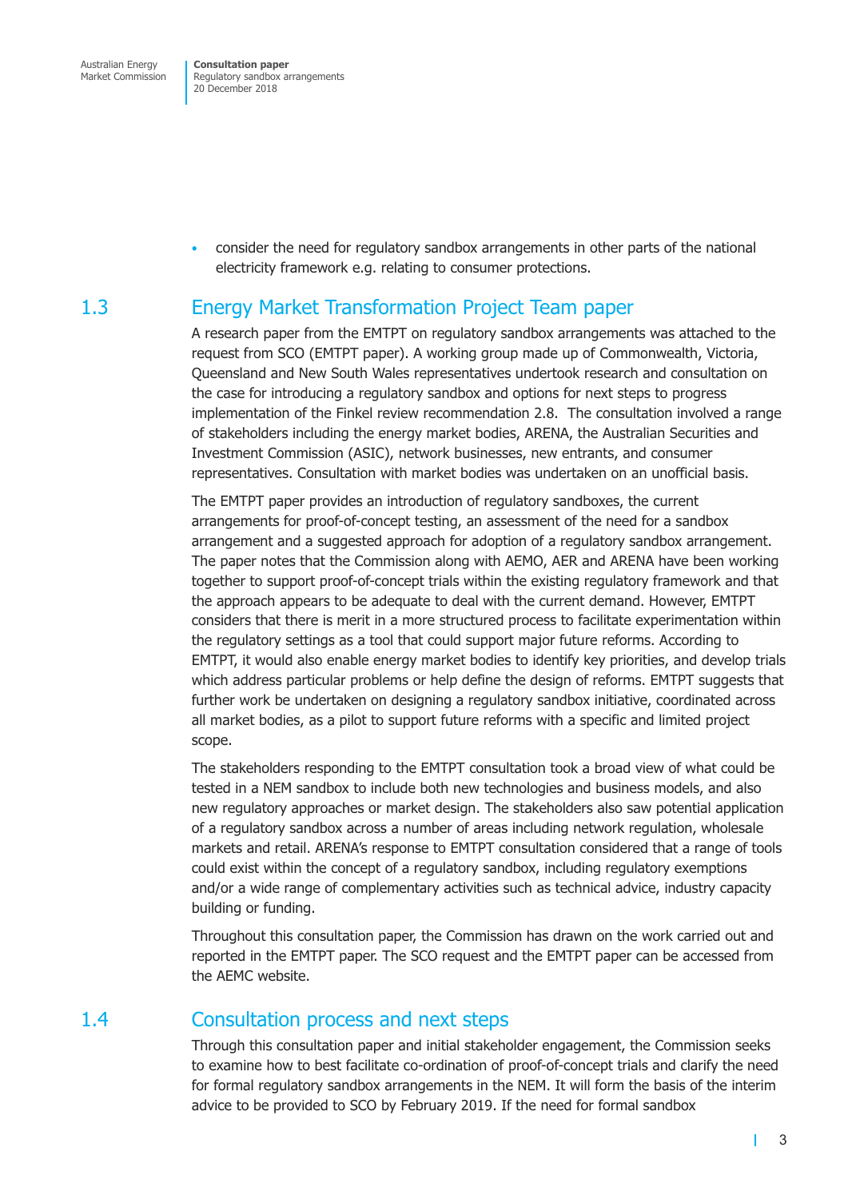- consider the need for regulatory sandbox arrangements in other parts of the national electricity framework e.g. relating to consumer protections.

## 1.3 Energy Market Transformation Project Team paper

A research paper from the EMTPT on regulatory sandbox arrangements was attached to the request from SCO (EMTPT paper). A working group made up of Commonwealth, Victoria, Queensland and New South Wales representatives undertook research and consultation on the case for introducing a regulatory sandbox and options for next steps to progress implementation of the Finkel review recommendation 2.8. The consultation involved a range of stakeholders including the energy market bodies, ARENA, the Australian Securities and Investment Commission (ASIC), network businesses, new entrants, and consumer representatives. Consultation with market bodies was undertaken on an unofficial basis.

The EMTPT paper provides an introduction of regulatory sandboxes, the current arrangements for proof-of-concept testing, an assessment of the need for a sandbox arrangement and a suggested approach for adoption of a regulatory sandbox arrangement. The paper notes that the Commission along with AEMO, AER and ARENA have been working together to support proof-of-concept trials within the existing regulatory framework and that the approach appears to be adequate to deal with the current demand. However, EMTPT considers that there is merit in a more structured process to facilitate experimentation within the regulatory settings as a tool that could support major future reforms. According to EMTPT, it would also enable energy market bodies to identify key priorities, and develop trials which address particular problems or help define the design of reforms. EMTPT suggests that further work be undertaken on designing a regulatory sandbox initiative, coordinated across all market bodies, as a pilot to support future reforms with a specific and limited project scope.

The stakeholders responding to the EMTPT consultation took a broad view of what could be tested in a NEM sandbox to include both new technologies and business models, and also new regulatory approaches or market design. The stakeholders also saw potential application of a regulatory sandbox across a number of areas including network regulation, wholesale markets and retail. ARENA's response to EMTPT consultation considered that a range of tools could exist within the concept of a regulatory sandbox, including regulatory exemptions and/or a wide range of complementary activities such as technical advice, industry capacity building or funding.

Throughout this consultation paper, the Commission has drawn on the work carried out and reported in the EMTPT paper. The SCO request and the EMTPT paper can be accessed from the AEMC website.

## 1.4 Consultation process and next steps

Through this consultation paper and initial stakeholder engagement, the Commission seeks to examine how to best facilitate co-ordination of proof-of-concept trials and clarify the need for formal regulatory sandbox arrangements in the NEM. It will form the basis of the interim advice to be provided to SCO by February 2019. If the need for formal sandbox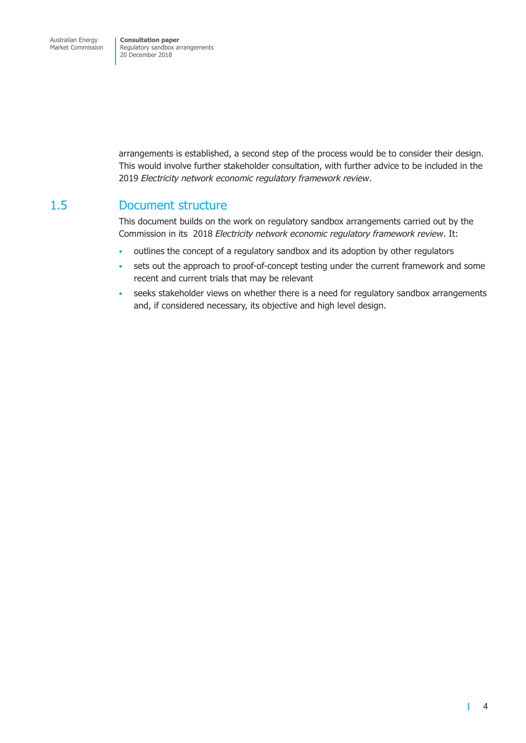arrangements is established, a second step of the process would be to consider their design. This would involve further stakeholder consultation, with further advice to be included in the 2019 *Electricity network economic regulatory framework review*.

## 1.5 Document structure

This document builds on the work on regulatory sandbox arrangements carried out by the Commission in its 2018 *Electricity network economic regulatory framework review*. It:

- outlines the concept of a regulatory sandbox and its adoption by other regulators
- sets out the approach to proof-of-concept testing under the current framework and some recent and current trials that may be relevant
- seeks stakeholder views on whether there is a need for regulatory sandbox arrangements and, if considered necessary, its objective and high level design.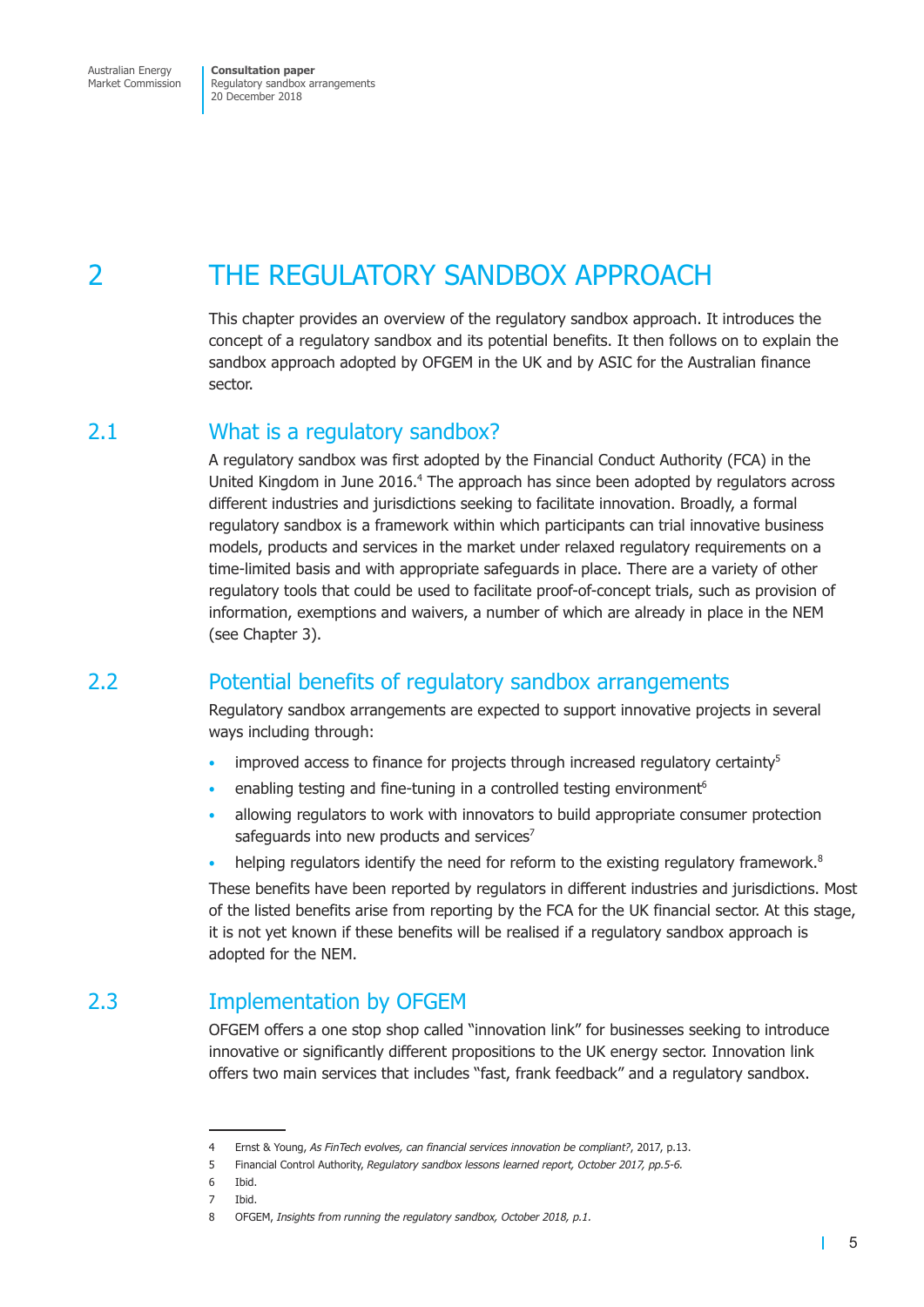# 2 THE REGULATORY SANDBOX APPROACH

This chapter provides an overview of the regulatory sandbox approach. It introduces the concept of a regulatory sandbox and its potential benefits. It then follows on to explain the sandbox approach adopted by OFGEM in the UK and by ASIC for the Australian finance sector.

## 2.1 What is a regulatory sandbox?

A regulatory sandbox was first adopted by the Financial Conduct Authority (FCA) in the United Kingdom in June 2016.[4] The approach has since been adopted by regulators across different industries and jurisdictions seeking to facilitate innovation. Broadly, a formal regulatory sandbox is a framework within which participants can trial innovative business models, products and services in the market under relaxed regulatory requirements on a time-limited basis and with appropriate safeguards in place. There are a variety of other regulatory tools that could be used to facilitate proof-of-concept trials, such as provision of information, exemptions and waivers, a number of which are already in place in the NEM (see Chapter 3).

## 2.2 Potential benefits of regulatory sandbox arrangements

Regulatory sandbox arrangements are expected to support innovative projects in several ways including through:

- improved access to finance for projects through increased regulatory certainty[5]
- enabling testing and fine-tuning in a controlled testing environment[6]
- allowing regulators to work with innovators to build appropriate consumer protection safeguards into new products and services[7]
- helping regulators identify the need for reform to the existing regulatory framework.[8]

These benefits have been reported by regulators in different industries and jurisdictions. Most of the listed benefits arise from reporting by the FCA for the UK financial sector. At this stage, it is not yet known if these benefits will be realised if a regulatory sandbox approach is adopted for the NEM.

## 2.3 Implementation by OFGEM

OFGEM offers a one stop shop called "innovation link" for businesses seeking to introduce innovative or significantly different propositions to the UK energy sector. Innovation link offers two main services that includes "fast, frank feedback" and a regulatory sandbox.

---

4 Ernst & Young, *As FinTech evolves, can financial services innovation be compliant?*, 2017, p.13.

5 Financial Control Authority, *Regulatory sandbox lessons learned report, October 2017, pp.5-6.*

6 Ibid.

7 Ibid.

8 OFGEM, *Insights from running the regulatory sandbox, October 2018, p.1.*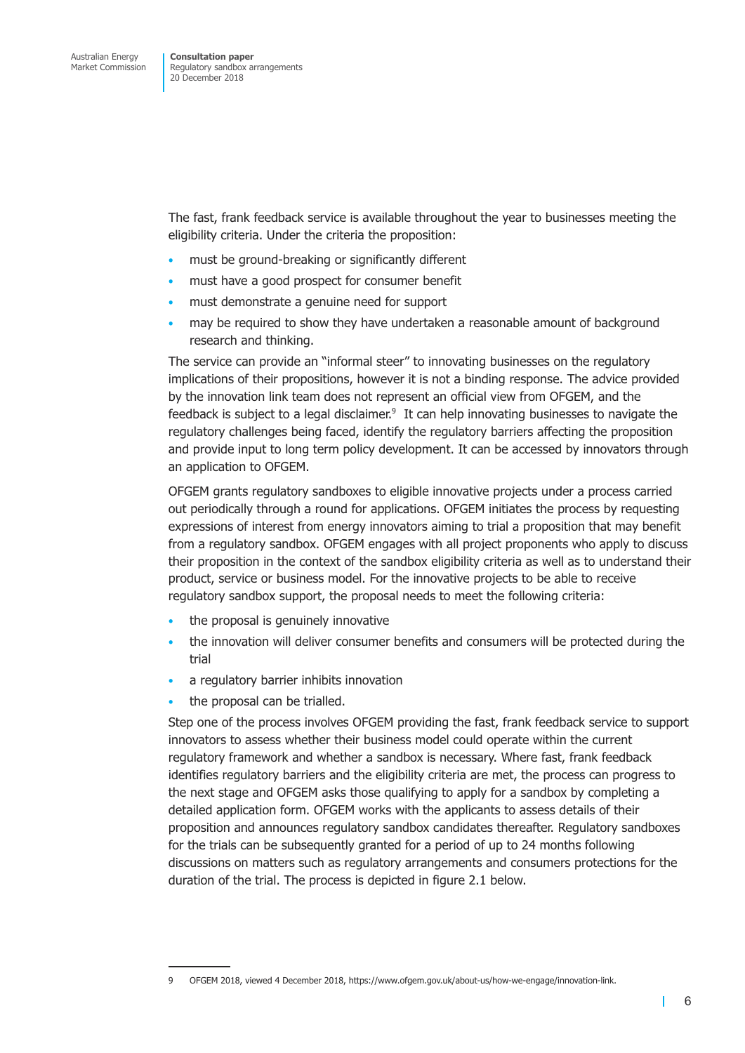The fast, frank feedback service is available throughout the year to businesses meeting the eligibility criteria. Under the criteria the proposition:

- must be ground-breaking or significantly different
- must have a good prospect for consumer benefit
- must demonstrate a genuine need for support
- may be required to show they have undertaken a reasonable amount of background research and thinking.

The service can provide an "informal steer" to innovating businesses on the regulatory implications of their propositions, however it is not a binding response. The advice provided by the innovation link team does not represent an official view from OFGEM, and the feedback is subject to a legal disclaimer.[9] It can help innovating businesses to navigate the regulatory challenges being faced, identify the regulatory barriers affecting the proposition and provide input to long term policy development. It can be accessed by innovators through an application to OFGEM.

OFGEM grants regulatory sandboxes to eligible innovative projects under a process carried out periodically through a round for applications. OFGEM initiates the process by requesting expressions of interest from energy innovators aiming to trial a proposition that may benefit from a regulatory sandbox. OFGEM engages with all project proponents who apply to discuss their proposition in the context of the sandbox eligibility criteria as well as to understand their product, service or business model. For the innovative projects to be able to receive regulatory sandbox support, the proposal needs to meet the following criteria:

- the proposal is genuinely innovative
- the innovation will deliver consumer benefits and consumers will be protected during the trial
- a regulatory barrier inhibits innovation
- the proposal can be trialled.

Step one of the process involves OFGEM providing the fast, frank feedback service to support innovators to assess whether their business model could operate within the current regulatory framework and whether a sandbox is necessary. Where fast, frank feedback identifies regulatory barriers and the eligibility criteria are met, the process can progress to the next stage and OFGEM asks those qualifying to apply for a sandbox by completing a detailed application form. OFGEM works with the applicants to assess details of their proposition and announces regulatory sandbox candidates thereafter. Regulatory sandboxes for the trials can be subsequently granted for a period of up to 24 months following discussions on matters such as regulatory arrangements and consumers protections for the duration of the trial. The process is depicted in figure 2.1 below.

9 OFGEM 2018, viewed 4 December 2018, https://www.ofgem.gov.uk/about-us/how-we-engage/innovation-link.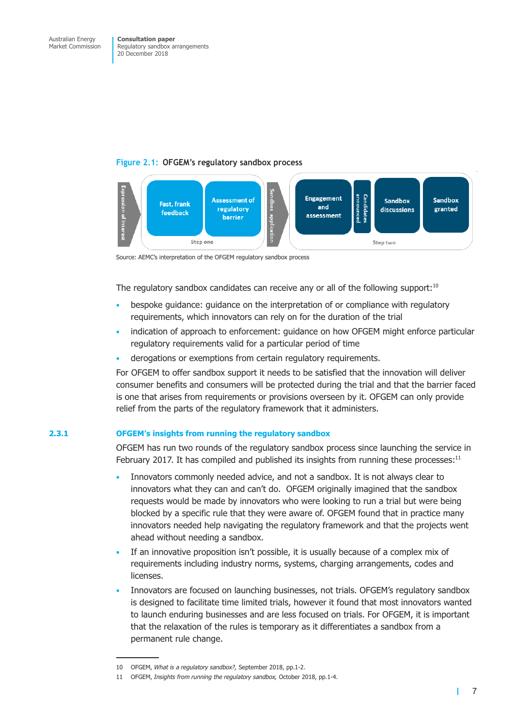**Figure 2.1: OFGEM's regulatory sandbox process**

Expression of interest → Step one: Fast, frank feedback; Assessment of regulatory barrier → Sandbox application → Step two: Engagement and assessment; Candidates announced; Sandbox discussions; Sandbox granted

Source: AEMC's interpretation of the OFGEM regulatory sandbox process

The regulatory sandbox candidates can receive any or all of the following support:[10]

- bespoke guidance: guidance on the interpretation of or compliance with regulatory requirements, which innovators can rely on for the duration of the trial
- indication of approach to enforcement: guidance on how OFGEM might enforce particular regulatory requirements valid for a particular period of time
- derogations or exemptions from certain regulatory requirements.

For OFGEM to offer sandbox support it needs to be satisfied that the innovation will deliver consumer benefits and consumers will be protected during the trial and that the barrier faced is one that arises from requirements or provisions overseen by it. OFGEM can only provide relief from the parts of the regulatory framework that it administers.

### 2.3.1 OFGEM's insights from running the regulatory sandbox

OFGEM has run two rounds of the regulatory sandbox process since launching the service in February 2017. It has compiled and published its insights from running these processes:[11]

- Innovators commonly needed advice, and not a sandbox. It is not always clear to innovators what they can and can't do. OFGEM originally imagined that the sandbox requests would be made by innovators who were looking to run a trial but were being blocked by a specific rule that they were aware of. OFGEM found that in practice many innovators needed help navigating the regulatory framework and that the projects went ahead without needing a sandbox.
- If an innovative proposition isn't possible, it is usually because of a complex mix of requirements including industry norms, systems, charging arrangements, codes and licenses.
- Innovators are focused on launching businesses, not trials. OFGEM's regulatory sandbox is designed to facilitate time limited trials, however it found that most innovators wanted to launch enduring businesses and are less focused on trials. For OFGEM, it is important that the relaxation of the rules is temporary as it differentiates a sandbox from a permanent rule change.

---

10 OFGEM, *What is a regulatory sandbox?,* September 2018, pp.1-2.

11 OFGEM, *Insights from running the regulatory sandbox,* October 2018, pp.1-4.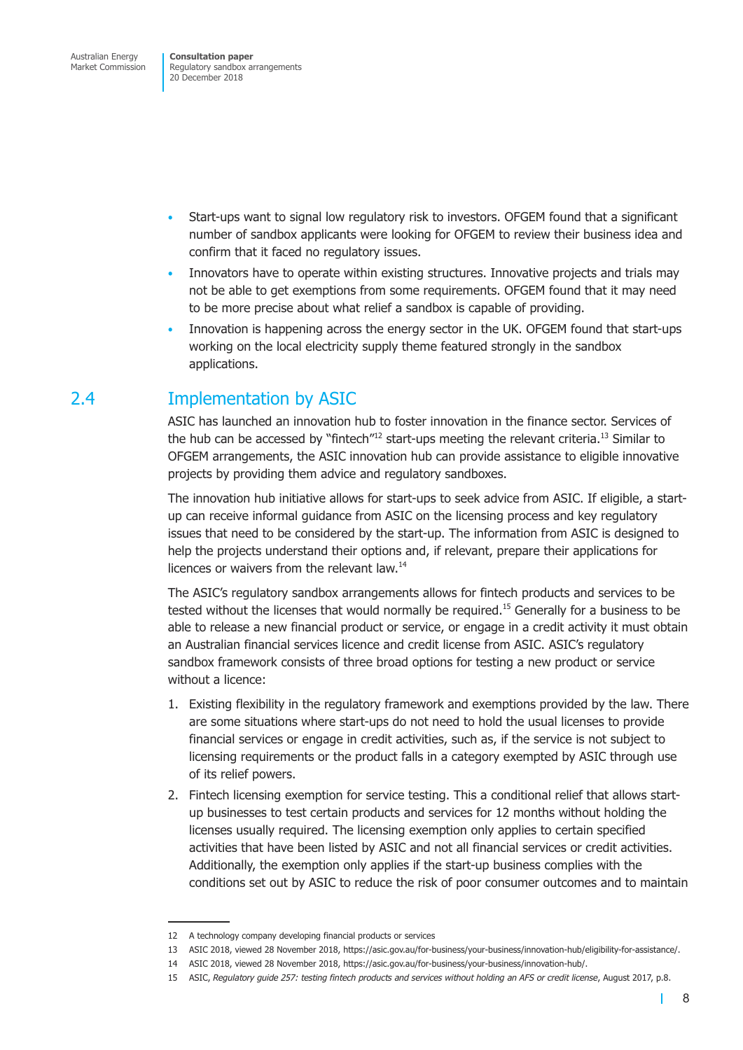- Start-ups want to signal low regulatory risk to investors. OFGEM found that a significant number of sandbox applicants were looking for OFGEM to review their business idea and confirm that it faced no regulatory issues.
- Innovators have to operate within existing structures. Innovative projects and trials may not be able to get exemptions from some requirements. OFGEM found that it may need to be more precise about what relief a sandbox is capable of providing.
- Innovation is happening across the energy sector in the UK. OFGEM found that start-ups working on the local electricity supply theme featured strongly in the sandbox applications.

## 2.4 Implementation by ASIC

ASIC has launched an innovation hub to foster innovation in the finance sector. Services of the hub can be accessed by "fintech"[12] start-ups meeting the relevant criteria.[13] Similar to OFGEM arrangements, the ASIC innovation hub can provide assistance to eligible innovative projects by providing them advice and regulatory sandboxes.

The innovation hub initiative allows for start-ups to seek advice from ASIC. If eligible, a start-up can receive informal guidance from ASIC on the licensing process and key regulatory issues that need to be considered by the start-up. The information from ASIC is designed to help the projects understand their options and, if relevant, prepare their applications for licences or waivers from the relevant law.[14]

The ASIC's regulatory sandbox arrangements allows for fintech products and services to be tested without the licenses that would normally be required.[15] Generally for a business to be able to release a new financial product or service, or engage in a credit activity it must obtain an Australian financial services licence and credit license from ASIC. ASIC's regulatory sandbox framework consists of three broad options for testing a new product or service without a licence:

1. Existing flexibility in the regulatory framework and exemptions provided by the law. There are some situations where start-ups do not need to hold the usual licenses to provide financial services or engage in credit activities, such as, if the service is not subject to licensing requirements or the product falls in a category exempted by ASIC through use of its relief powers.
2. Fintech licensing exemption for service testing. This a conditional relief that allows start-up businesses to test certain products and services for 12 months without holding the licenses usually required. The licensing exemption only applies to certain specified activities that have been listed by ASIC and not all financial services or credit activities. Additionally, the exemption only applies if the start-up business complies with the conditions set out by ASIC to reduce the risk of poor consumer outcomes and to maintain

---

12 A technology company developing financial products or services

13 ASIC 2018, viewed 28 November 2018, https://asic.gov.au/for-business/your-business/innovation-hub/eligibility-for-assistance/.

14 ASIC 2018, viewed 28 November 2018, https://asic.gov.au/for-business/your-business/innovation-hub/.

15 ASIC, *Regulatory guide 257: testing fintech products and services without holding an AFS or credit license*, August 2017, p.8.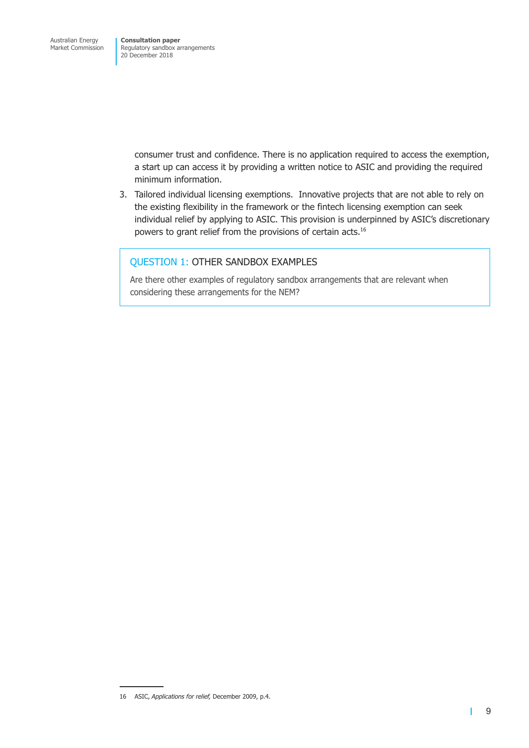consumer trust and confidence. There is no application required to access the exemption, a start up can access it by providing a written notice to ASIC and providing the required minimum information.

3. Tailored individual licensing exemptions. Innovative projects that are not able to rely on the existing flexibility in the framework or the fintech licensing exemption can seek individual relief by applying to ASIC. This provision is underpinned by ASIC's discretionary powers to grant relief from the provisions of certain acts.[16]

> **QUESTION 1: OTHER SANDBOX EXAMPLES**
>
> Are there other examples of regulatory sandbox arrangements that are relevant when considering these arrangements for the NEM?

16 ASIC, *Applications for relief,* December 2009, p.4.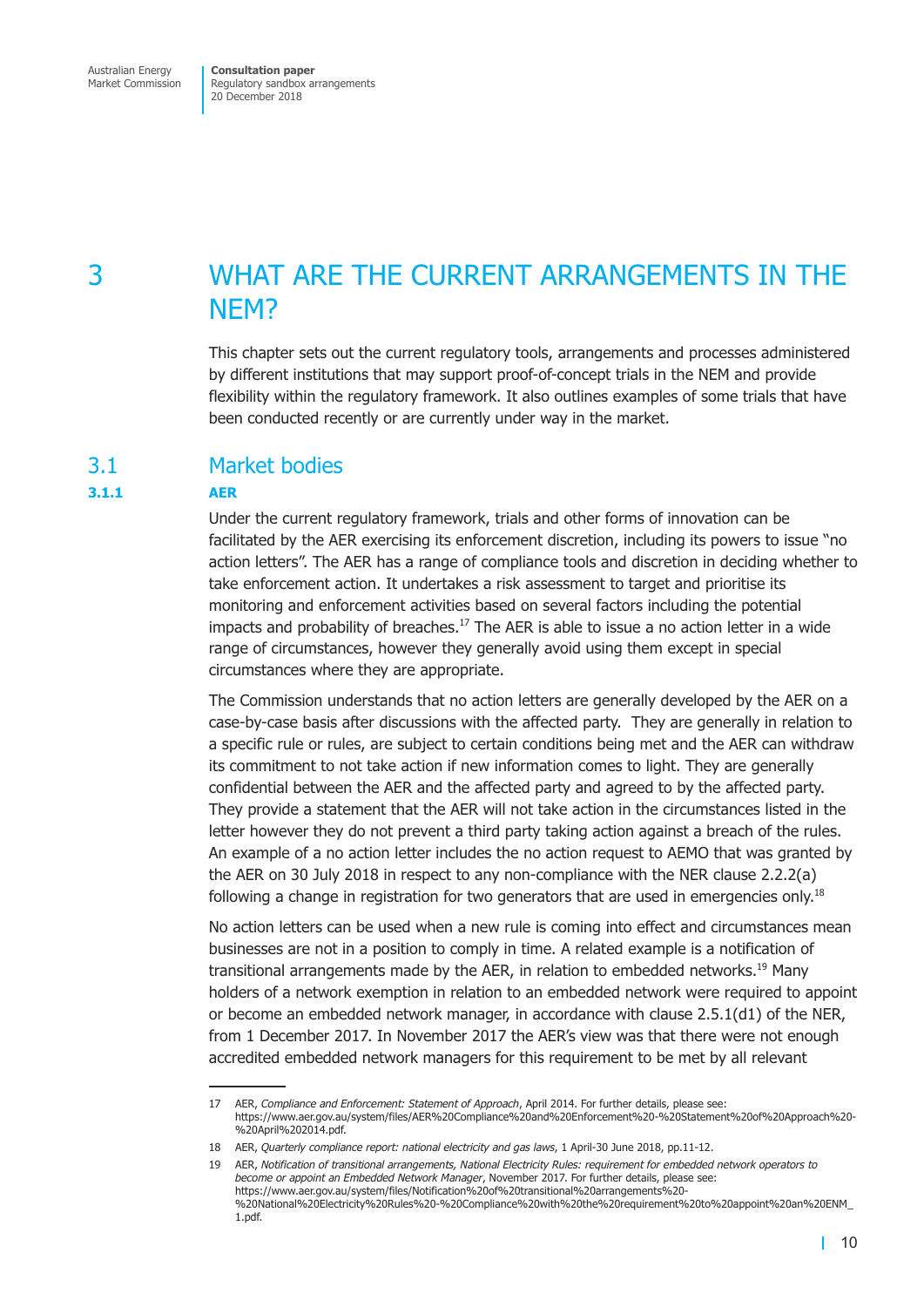# 3 WHAT ARE THE CURRENT ARRANGEMENTS IN THE NEM?

This chapter sets out the current regulatory tools, arrangements and processes administered by different institutions that may support proof-of-concept trials in the NEM and provide flexibility within the regulatory framework. It also outlines examples of some trials that have been conducted recently or are currently under way in the market.

## 3.1 Market bodies

### 3.1.1 AER

Under the current regulatory framework, trials and other forms of innovation can be facilitated by the AER exercising its enforcement discretion, including its powers to issue "no action letters". The AER has a range of compliance tools and discretion in deciding whether to take enforcement action. It undertakes a risk assessment to target and prioritise its monitoring and enforcement activities based on several factors including the potential impacts and probability of breaches.[17] The AER is able to issue a no action letter in a wide range of circumstances, however they generally avoid using them except in special circumstances where they are appropriate.

The Commission understands that no action letters are generally developed by the AER on a case-by-case basis after discussions with the affected party. They are generally in relation to a specific rule or rules, are subject to certain conditions being met and the AER can withdraw its commitment to not take action if new information comes to light. They are generally confidential between the AER and the affected party and agreed to by the affected party. They provide a statement that the AER will not take action in the circumstances listed in the letter however they do not prevent a third party taking action against a breach of the rules. An example of a no action letter includes the no action request to AEMO that was granted by the AER on 30 July 2018 in respect to any non-compliance with the NER clause 2.2.2(a) following a change in registration for two generators that are used in emergencies only.[18]

No action letters can be used when a new rule is coming into effect and circumstances mean businesses are not in a position to comply in time. A related example is a notification of transitional arrangements made by the AER, in relation to embedded networks.[19] Many holders of a network exemption in relation to an embedded network were required to appoint or become an embedded network manager, in accordance with clause 2.5.1(d1) of the NER, from 1 December 2017. In November 2017 the AER's view was that there were not enough accredited embedded network managers for this requirement to be met by all relevant

---

17 AER, *Compliance and Enforcement: Statement of Approach*, April 2014. For further details, please see: https://www.aer.gov.au/system/files/AER%20Compliance%20and%20Enforcement%20-%20Statement%20of%20Approach%20-%20April%202014.pdf.

18 AER, *Quarterly compliance report: national electricity and gas laws*, 1 April-30 June 2018, pp.11-12.

19 AER, *Notification of transitional arrangements, National Electricity Rules: requirement for embedded network operators to become or appoint an Embedded Network Manager*, November 2017. For further details, please see: https://www.aer.gov.au/system/files/Notification%20of%20transitional%20arrangements%20-%20National%20Electricity%20Rules%20-%20Compliance%20with%20the%20requirement%20to%20appoint%20an%20ENM_1.pdf.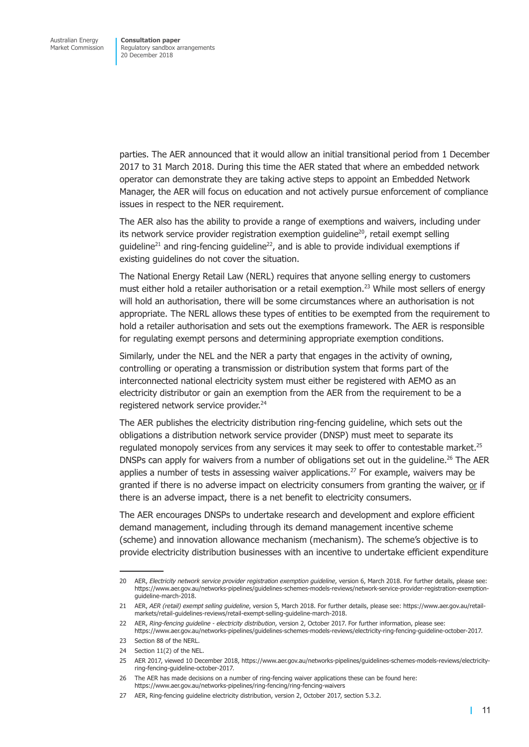parties. The AER announced that it would allow an initial transitional period from 1 December 2017 to 31 March 2018. During this time the AER stated that where an embedded network operator can demonstrate they are taking active steps to appoint an Embedded Network Manager, the AER will focus on education and not actively pursue enforcement of compliance issues in respect to the NER requirement.

The AER also has the ability to provide a range of exemptions and waivers, including under its network service provider registration exemption guideline[20], retail exempt selling guideline[21] and ring-fencing guideline[22], and is able to provide individual exemptions if existing guidelines do not cover the situation.

The National Energy Retail Law (NERL) requires that anyone selling energy to customers must either hold a retailer authorisation or a retail exemption.[23] While most sellers of energy will hold an authorisation, there will be some circumstances where an authorisation is not appropriate. The NERL allows these types of entities to be exempted from the requirement to hold a retailer authorisation and sets out the exemptions framework. The AER is responsible for regulating exempt persons and determining appropriate exemption conditions.

Similarly, under the NEL and the NER a party that engages in the activity of owning, controlling or operating a transmission or distribution system that forms part of the interconnected national electricity system must either be registered with AEMO as an electricity distributor or gain an exemption from the AER from the requirement to be a registered network service provider.[24]

The AER publishes the electricity distribution ring-fencing guideline, which sets out the obligations a distribution network service provider (DNSP) must meet to separate its regulated monopoly services from any services it may seek to offer to contestable market.[25] DNSPs can apply for waivers from a number of obligations set out in the guideline.[26] The AER applies a number of tests in assessing waiver applications.[27] For example, waivers may be granted if there is no adverse impact on electricity consumers from granting the waiver, <u>or</u> if there is an adverse impact, there is a net benefit to electricity consumers.

The AER encourages DNSPs to undertake research and development and explore efficient demand management, including through its demand management incentive scheme (scheme) and innovation allowance mechanism (mechanism). The scheme's objective is to provide electricity distribution businesses with an incentive to undertake efficient expenditure

---

20 AER, *Electricity network service provider registration exemption guideline*, version 6, March 2018. For further details, please see: https://www.aer.gov.au/networks-pipelines/guidelines-schemes-models-reviews/network-service-provider-registration-exemption-guideline-march-2018.

21 AER, *AER (retail) exempt selling guideline*, version 5, March 2018. For further details, please see: https://www.aer.gov.au/retail-markets/retail-guidelines-reviews/retail-exempt-selling-guideline-march-2018.

22 AER, *Ring-fencing guideline - electricity distribution*, version 2, October 2017. For further information, please see: https://www.aer.gov.au/networks-pipelines/guidelines-schemes-models-reviews/electricity-ring-fencing-guideline-october-2017.

23 Section 88 of the NERL.

24 Section 11(2) of the NEL.

25 AER 2017, viewed 10 December 2018, https://www.aer.gov.au/networks-pipelines/guidelines-schemes-models-reviews/electricity-ring-fencing-guideline-october-2017.

26 The AER has made decisions on a number of ring-fencing waiver applications these can be found here: https://www.aer.gov.au/networks-pipelines/ring-fencing/ring-fencing-waivers

27 AER, Ring-fencing guideline electricity distribution, version 2, October 2017, section 5.3.2.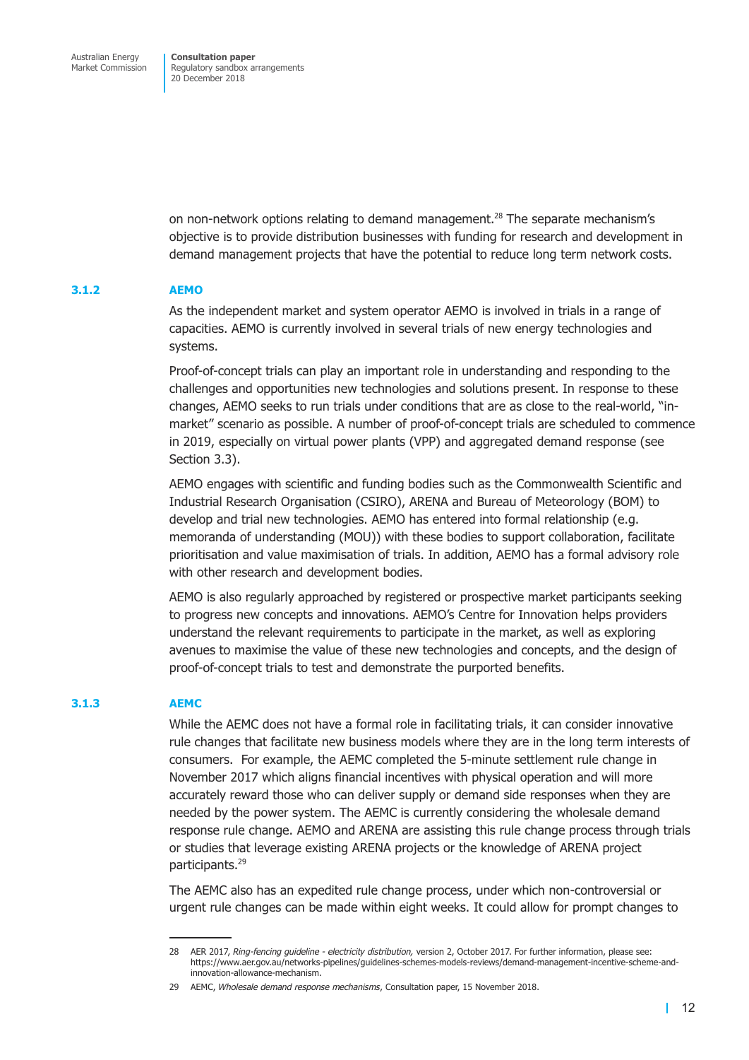on non-network options relating to demand management.[28] The separate mechanism's objective is to provide distribution businesses with funding for research and development in demand management projects that have the potential to reduce long term network costs.

### 3.1.2 AEMO

As the independent market and system operator AEMO is involved in trials in a range of capacities. AEMO is currently involved in several trials of new energy technologies and systems.

Proof-of-concept trials can play an important role in understanding and responding to the challenges and opportunities new technologies and solutions present. In response to these changes, AEMO seeks to run trials under conditions that are as close to the real-world, "in-market" scenario as possible. A number of proof-of-concept trials are scheduled to commence in 2019, especially on virtual power plants (VPP) and aggregated demand response (see Section 3.3).

AEMO engages with scientific and funding bodies such as the Commonwealth Scientific and Industrial Research Organisation (CSIRO), ARENA and Bureau of Meteorology (BOM) to develop and trial new technologies. AEMO has entered into formal relationship (e.g. memoranda of understanding (MOU)) with these bodies to support collaboration, facilitate prioritisation and value maximisation of trials. In addition, AEMO has a formal advisory role with other research and development bodies.

AEMO is also regularly approached by registered or prospective market participants seeking to progress new concepts and innovations. AEMO's Centre for Innovation helps providers understand the relevant requirements to participate in the market, as well as exploring avenues to maximise the value of these new technologies and concepts, and the design of proof-of-concept trials to test and demonstrate the purported benefits.

### 3.1.3 AEMC

While the AEMC does not have a formal role in facilitating trials, it can consider innovative rule changes that facilitate new business models where they are in the long term interests of consumers. For example, the AEMC completed the 5-minute settlement rule change in November 2017 which aligns financial incentives with physical operation and will more accurately reward those who can deliver supply or demand side responses when they are needed by the power system. The AEMC is currently considering the wholesale demand response rule change. AEMO and ARENA are assisting this rule change process through trials or studies that leverage existing ARENA projects or the knowledge of ARENA project participants.[29]

The AEMC also has an expedited rule change process, under which non-controversial or urgent rule changes can be made within eight weeks. It could allow for prompt changes to

---

28 AER 2017, *Ring-fencing guideline - electricity distribution,* version 2, October 2017. For further information, please see: https://www.aer.gov.au/networks-pipelines/guidelines-schemes-models-reviews/demand-management-incentive-scheme-and-innovation-allowance-mechanism.

29 AEMC, *Wholesale demand response mechanisms*, Consultation paper, 15 November 2018.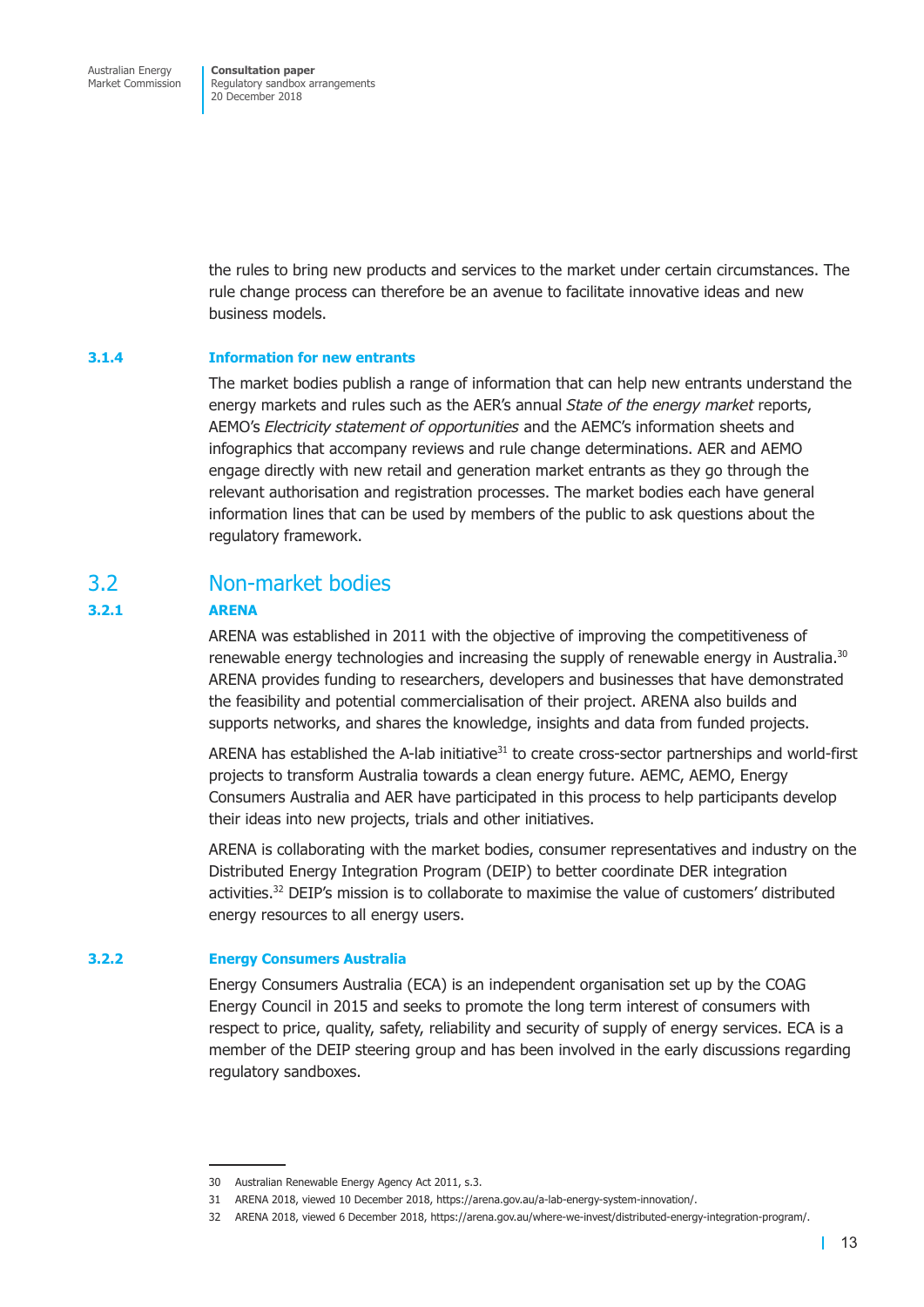the rules to bring new products and services to the market under certain circumstances. The rule change process can therefore be an avenue to facilitate innovative ideas and new business models.

### 3.1.4 Information for new entrants

The market bodies publish a range of information that can help new entrants understand the energy markets and rules such as the AER's annual *State of the energy market* reports, AEMO's *Electricity statement of opportunities* and the AEMC's information sheets and infographics that accompany reviews and rule change determinations. AER and AEMO engage directly with new retail and generation market entrants as they go through the relevant authorisation and registration processes. The market bodies each have general information lines that can be used by members of the public to ask questions about the regulatory framework.

## 3.2 Non-market bodies

### 3.2.1 ARENA

ARENA was established in 2011 with the objective of improving the competitiveness of renewable energy technologies and increasing the supply of renewable energy in Australia.[30] ARENA provides funding to researchers, developers and businesses that have demonstrated the feasibility and potential commercialisation of their project. ARENA also builds and supports networks, and shares the knowledge, insights and data from funded projects.

ARENA has established the A-lab initiative[31] to create cross-sector partnerships and world-first projects to transform Australia towards a clean energy future. AEMC, AEMO, Energy Consumers Australia and AER have participated in this process to help participants develop their ideas into new projects, trials and other initiatives.

ARENA is collaborating with the market bodies, consumer representatives and industry on the Distributed Energy Integration Program (DEIP) to better coordinate DER integration activities.[32] DEIP's mission is to collaborate to maximise the value of customers' distributed energy resources to all energy users.

### 3.2.2 Energy Consumers Australia

Energy Consumers Australia (ECA) is an independent organisation set up by the COAG Energy Council in 2015 and seeks to promote the long term interest of consumers with respect to price, quality, safety, reliability and security of supply of energy services. ECA is a member of the DEIP steering group and has been involved in the early discussions regarding regulatory sandboxes.

---

30 Australian Renewable Energy Agency Act 2011, s.3.

31 ARENA 2018, viewed 10 December 2018, https://arena.gov.au/a-lab-energy-system-innovation/.

32 ARENA 2018, viewed 6 December 2018, https://arena.gov.au/where-we-invest/distributed-energy-integration-program/.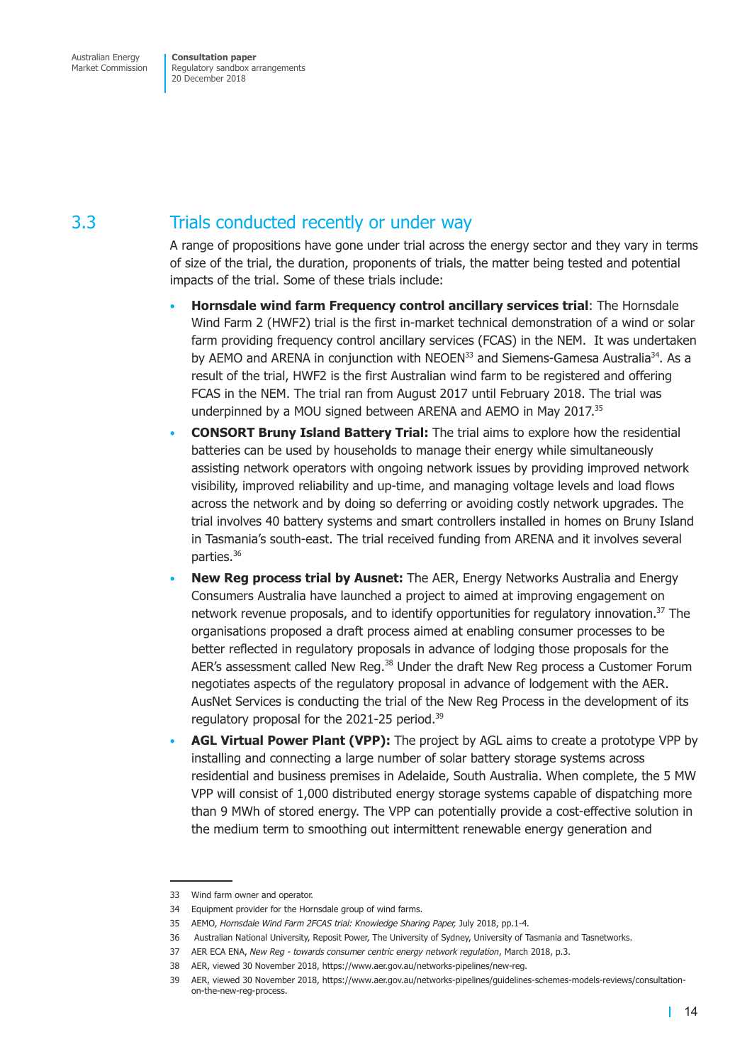## 3.3 Trials conducted recently or under way

A range of propositions have gone under trial across the energy sector and they vary in terms of size of the trial, the duration, proponents of trials, the matter being tested and potential impacts of the trial. Some of these trials include:

- **Hornsdale wind farm Frequency control ancillary services trial**: The Hornsdale Wind Farm 2 (HWF2) trial is the first in-market technical demonstration of a wind or solar farm providing frequency control ancillary services (FCAS) in the NEM. It was undertaken by AEMO and ARENA in conjunction with NEOEN[33] and Siemens-Gamesa Australia[34]. As a result of the trial, HWF2 is the first Australian wind farm to be registered and offering FCAS in the NEM. The trial ran from August 2017 until February 2018. The trial was underpinned by a MOU signed between ARENA and AEMO in May 2017.[35]
- **CONSORT Bruny Island Battery Trial:** The trial aims to explore how the residential batteries can be used by households to manage their energy while simultaneously assisting network operators with ongoing network issues by providing improved network visibility, improved reliability and up-time, and managing voltage levels and load flows across the network and by doing so deferring or avoiding costly network upgrades. The trial involves 40 battery systems and smart controllers installed in homes on Bruny Island in Tasmania's south-east. The trial received funding from ARENA and it involves several parties.[36]
- **New Reg process trial by Ausnet:** The AER, Energy Networks Australia and Energy Consumers Australia have launched a project to aimed at improving engagement on network revenue proposals, and to identify opportunities for regulatory innovation.[37] The organisations proposed a draft process aimed at enabling consumer processes to be better reflected in regulatory proposals in advance of lodging those proposals for the AER's assessment called New Reg.[38] Under the draft New Reg process a Customer Forum negotiates aspects of the regulatory proposal in advance of lodgement with the AER. AusNet Services is conducting the trial of the New Reg Process in the development of its regulatory proposal for the 2021-25 period.[39]
- **AGL Virtual Power Plant (VPP):** The project by AGL aims to create a prototype VPP by installing and connecting a large number of solar battery storage systems across residential and business premises in Adelaide, South Australia. When complete, the 5 MW VPP will consist of 1,000 distributed energy storage systems capable of dispatching more than 9 MWh of stored energy. The VPP can potentially provide a cost-effective solution in the medium term to smoothing out intermittent renewable energy generation and

---

33 Wind farm owner and operator.

34 Equipment provider for the Hornsdale group of wind farms.

35 AEMO, *Hornsdale Wind Farm 2FCAS trial: Knowledge Sharing Paper,* July 2018, pp.1-4.

36 Australian National University, Reposit Power, The University of Sydney, University of Tasmania and Tasnetworks.

37 AER ECA ENA, *New Reg - towards consumer centric energy network regulation*, March 2018, p.3.

38 AER, viewed 30 November 2018, https://www.aer.gov.au/networks-pipelines/new-reg.

39 AER, viewed 30 November 2018, https://www.aer.gov.au/networks-pipelines/guidelines-schemes-models-reviews/consultation-on-the-new-reg-process.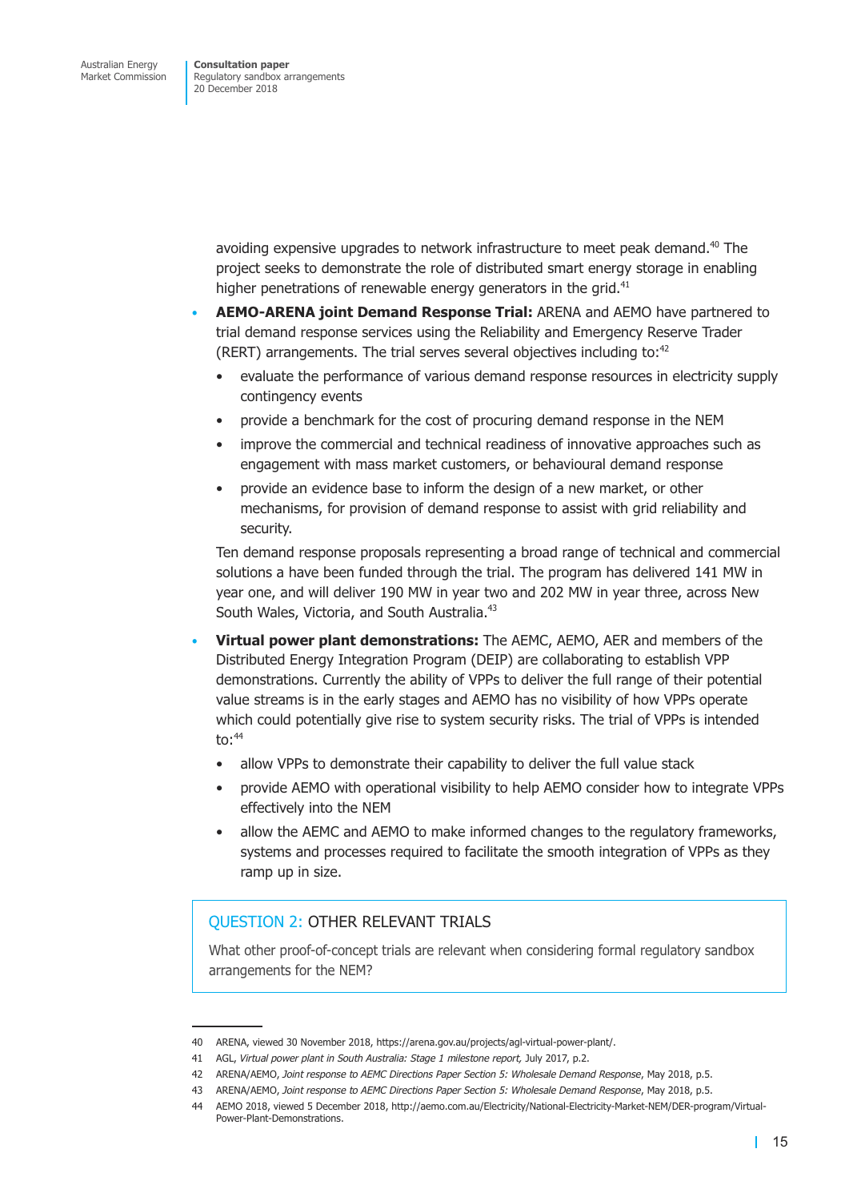avoiding expensive upgrades to network infrastructure to meet peak demand.[40] The project seeks to demonstrate the role of distributed smart energy storage in enabling higher penetrations of renewable energy generators in the grid.[41]

- **AEMO-ARENA joint Demand Response Trial:** ARENA and AEMO have partnered to trial demand response services using the Reliability and Emergency Reserve Trader (RERT) arrangements. The trial serves several objectives including to:[42]
  - evaluate the performance of various demand response resources in electricity supply contingency events
  - provide a benchmark for the cost of procuring demand response in the NEM
  - improve the commercial and technical readiness of innovative approaches such as engagement with mass market customers, or behavioural demand response
  - provide an evidence base to inform the design of a new market, or other mechanisms, for provision of demand response to assist with grid reliability and security.

  Ten demand response proposals representing a broad range of technical and commercial solutions a have been funded through the trial. The program has delivered 141 MW in year one, and will deliver 190 MW in year two and 202 MW in year three, across New South Wales, Victoria, and South Australia.[43]

- **Virtual power plant demonstrations:** The AEMC, AEMO, AER and members of the Distributed Energy Integration Program (DEIP) are collaborating to establish VPP demonstrations. Currently the ability of VPPs to deliver the full range of their potential value streams is in the early stages and AEMO has no visibility of how VPPs operate which could potentially give rise to system security risks. The trial of VPPs is intended to:[44]
  - allow VPPs to demonstrate their capability to deliver the full value stack
  - provide AEMO with operational visibility to help AEMO consider how to integrate VPPs effectively into the NEM
  - allow the AEMC and AEMO to make informed changes to the regulatory frameworks, systems and processes required to facilitate the smooth integration of VPPs as they ramp up in size.

### QUESTION 2: OTHER RELEVANT TRIALS

What other proof-of-concept trials are relevant when considering formal regulatory sandbox arrangements for the NEM?

---

40 ARENA, viewed 30 November 2018, https://arena.gov.au/projects/agl-virtual-power-plant/.

41 AGL, *Virtual power plant in South Australia: Stage 1 milestone report,* July 2017, p.2.

42 ARENA/AEMO, *Joint response to AEMC Directions Paper Section 5: Wholesale Demand Response*, May 2018, p.5.

43 ARENA/AEMO, *Joint response to AEMC Directions Paper Section 5: Wholesale Demand Response*, May 2018, p.5.

44 AEMO 2018, viewed 5 December 2018, http://aemo.com.au/Electricity/National-Electricity-Market-NEM/DER-program/Virtual-Power-Plant-Demonstrations.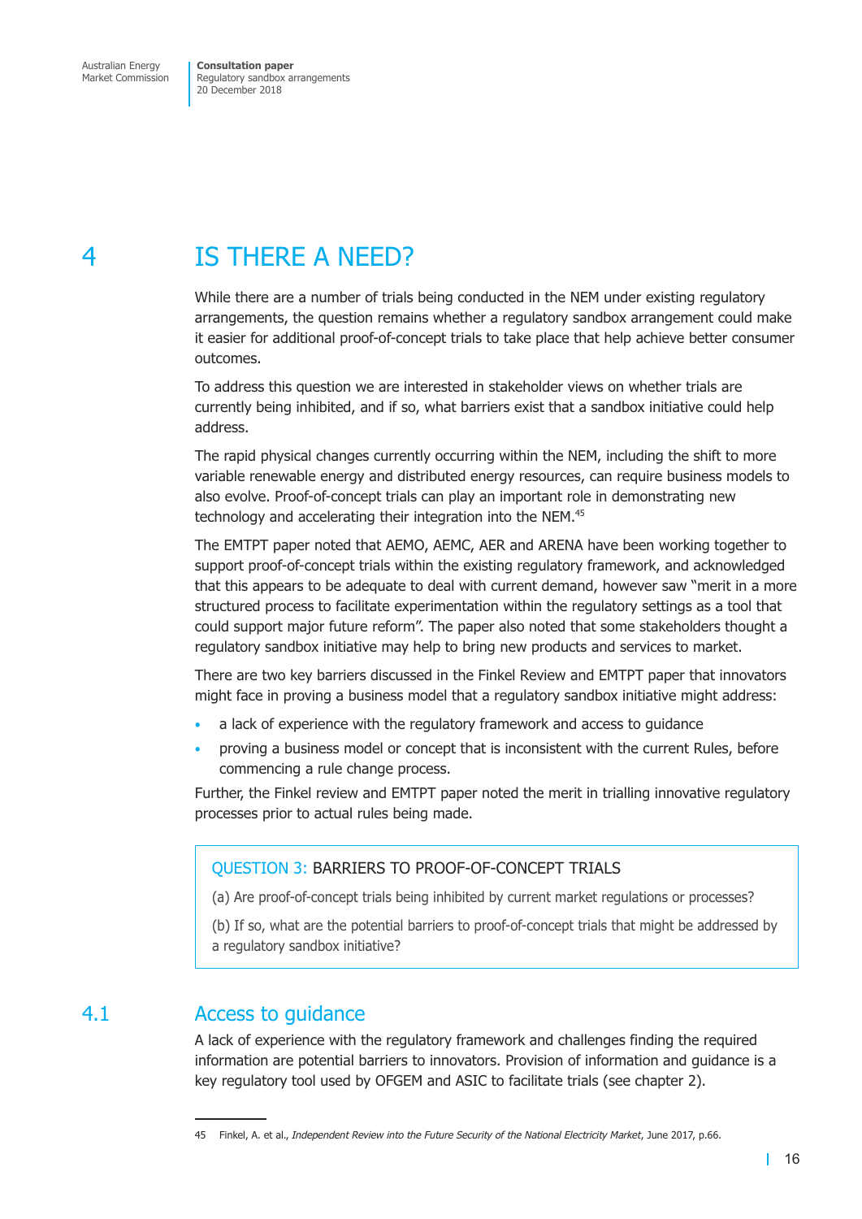# 4 IS THERE A NEED?

While there are a number of trials being conducted in the NEM under existing regulatory arrangements, the question remains whether a regulatory sandbox arrangement could make it easier for additional proof-of-concept trials to take place that help achieve better consumer outcomes.

To address this question we are interested in stakeholder views on whether trials are currently being inhibited, and if so, what barriers exist that a sandbox initiative could help address.

The rapid physical changes currently occurring within the NEM, including the shift to more variable renewable energy and distributed energy resources, can require business models to also evolve. Proof-of-concept trials can play an important role in demonstrating new technology and accelerating their integration into the NEM.[45]

The EMTPT paper noted that AEMO, AEMC, AER and ARENA have been working together to support proof-of-concept trials within the existing regulatory framework, and acknowledged that this appears to be adequate to deal with current demand, however saw "merit in a more structured process to facilitate experimentation within the regulatory settings as a tool that could support major future reform". The paper also noted that some stakeholders thought a regulatory sandbox initiative may help to bring new products and services to market.

There are two key barriers discussed in the Finkel Review and EMTPT paper that innovators might face in proving a business model that a regulatory sandbox initiative might address:

- a lack of experience with the regulatory framework and access to guidance
- proving a business model or concept that is inconsistent with the current Rules, before commencing a rule change process.

Further, the Finkel review and EMTPT paper noted the merit in trialling innovative regulatory processes prior to actual rules being made.

> **QUESTION 3: BARRIERS TO PROOF-OF-CONCEPT TRIALS**
>
> (a) Are proof-of-concept trials being inhibited by current market regulations or processes?
>
> (b) If so, what are the potential barriers to proof-of-concept trials that might be addressed by a regulatory sandbox initiative?

## 4.1 Access to guidance

A lack of experience with the regulatory framework and challenges finding the required information are potential barriers to innovators. Provision of information and guidance is a key regulatory tool used by OFGEM and ASIC to facilitate trials (see chapter 2).

---

45 Finkel, A. et al., *Independent Review into the Future Security of the National Electricity Market*, June 2017, p.66.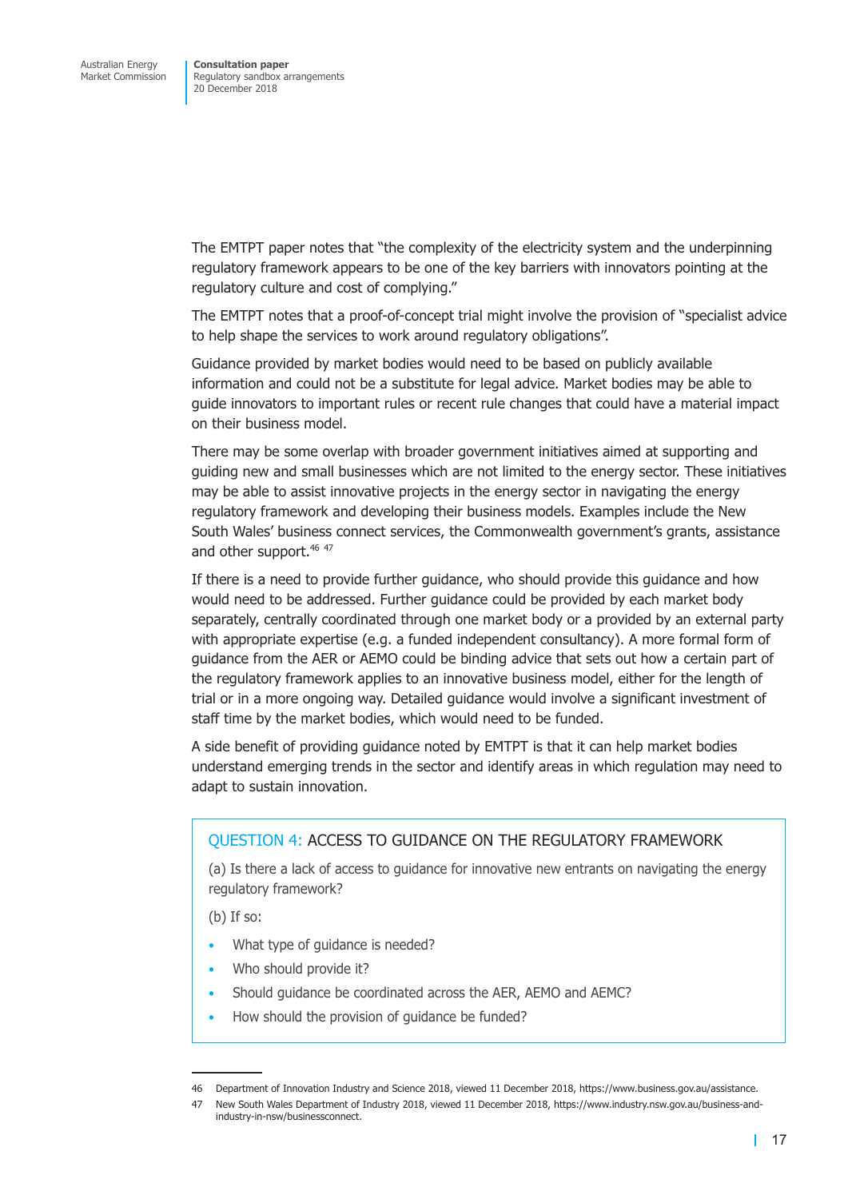The EMTPT paper notes that "the complexity of the electricity system and the underpinning regulatory framework appears to be one of the key barriers with innovators pointing at the regulatory culture and cost of complying."

The EMTPT notes that a proof-of-concept trial might involve the provision of "specialist advice to help shape the services to work around regulatory obligations".

Guidance provided by market bodies would need to be based on publicly available information and could not be a substitute for legal advice. Market bodies may be able to guide innovators to important rules or recent rule changes that could have a material impact on their business model.

There may be some overlap with broader government initiatives aimed at supporting and guiding new and small businesses which are not limited to the energy sector. These initiatives may be able to assist innovative projects in the energy sector in navigating the energy regulatory framework and developing their business models. Examples include the New South Wales' business connect services, the Commonwealth government's grants, assistance and other support.[46] [47]

If there is a need to provide further guidance, who should provide this guidance and how would need to be addressed. Further guidance could be provided by each market body separately, centrally coordinated through one market body or a provided by an external party with appropriate expertise (e.g. a funded independent consultancy). A more formal form of guidance from the AER or AEMO could be binding advice that sets out how a certain part of the regulatory framework applies to an innovative business model, either for the length of trial or in a more ongoing way. Detailed guidance would involve a significant investment of staff time by the market bodies, which would need to be funded.

A side benefit of providing guidance noted by EMTPT is that it can help market bodies understand emerging trends in the sector and identify areas in which regulation may need to adapt to sustain innovation.

### QUESTION 4: ACCESS TO GUIDANCE ON THE REGULATORY FRAMEWORK

(a) Is there a lack of access to guidance for innovative new entrants on navigating the energy regulatory framework?

(b) If so:

- What type of guidance is needed?
- Who should provide it?
- Should guidance be coordinated across the AER, AEMO and AEMC?
- How should the provision of guidance be funded?

---

46 Department of Innovation Industry and Science 2018, viewed 11 December 2018, https://www.business.gov.au/assistance.

47 New South Wales Department of Industry 2018, viewed 11 December 2018, https://www.industry.nsw.gov.au/business-and-industry-in-nsw/businessconnect.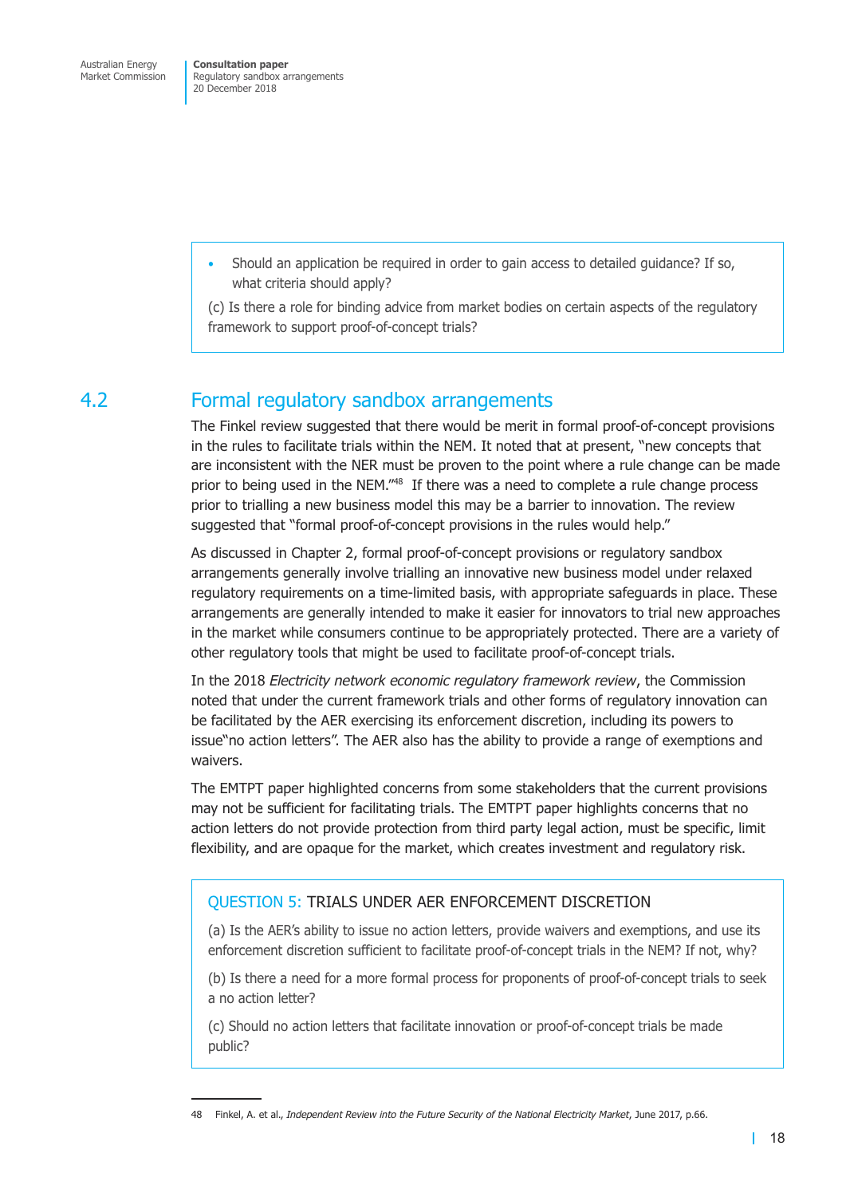- Should an application be required in order to gain access to detailed guidance? If so, what criteria should apply?

(c) Is there a role for binding advice from market bodies on certain aspects of the regulatory framework to support proof-of-concept trials?

## 4.2 Formal regulatory sandbox arrangements

The Finkel review suggested that there would be merit in formal proof-of-concept provisions in the rules to facilitate trials within the NEM. It noted that at present, "new concepts that are inconsistent with the NER must be proven to the point where a rule change can be made prior to being used in the NEM."[48] If there was a need to complete a rule change process prior to trialling a new business model this may be a barrier to innovation. The review suggested that "formal proof-of-concept provisions in the rules would help."

As discussed in Chapter 2, formal proof-of-concept provisions or regulatory sandbox arrangements generally involve trialling an innovative new business model under relaxed regulatory requirements on a time-limited basis, with appropriate safeguards in place. These arrangements are generally intended to make it easier for innovators to trial new approaches in the market while consumers continue to be appropriately protected. There are a variety of other regulatory tools that might be used to facilitate proof-of-concept trials.

In the 2018 *Electricity network economic regulatory framework review*, the Commission noted that under the current framework trials and other forms of regulatory innovation can be facilitated by the AER exercising its enforcement discretion, including its powers to issue"no action letters". The AER also has the ability to provide a range of exemptions and waivers.

The EMTPT paper highlighted concerns from some stakeholders that the current provisions may not be sufficient for facilitating trials. The EMTPT paper highlights concerns that no action letters do not provide protection from third party legal action, must be specific, limit flexibility, and are opaque for the market, which creates investment and regulatory risk.

QUESTION 5: TRIALS UNDER AER ENFORCEMENT DISCRETION

(a) Is the AER's ability to issue no action letters, provide waivers and exemptions, and use its enforcement discretion sufficient to facilitate proof-of-concept trials in the NEM? If not, why?

(b) Is there a need for a more formal process for proponents of proof-of-concept trials to seek a no action letter?

(c) Should no action letters that facilitate innovation or proof-of-concept trials be made public?

48 Finkel, A. et al., *Independent Review into the Future Security of the National Electricity Market*, June 2017, p.66.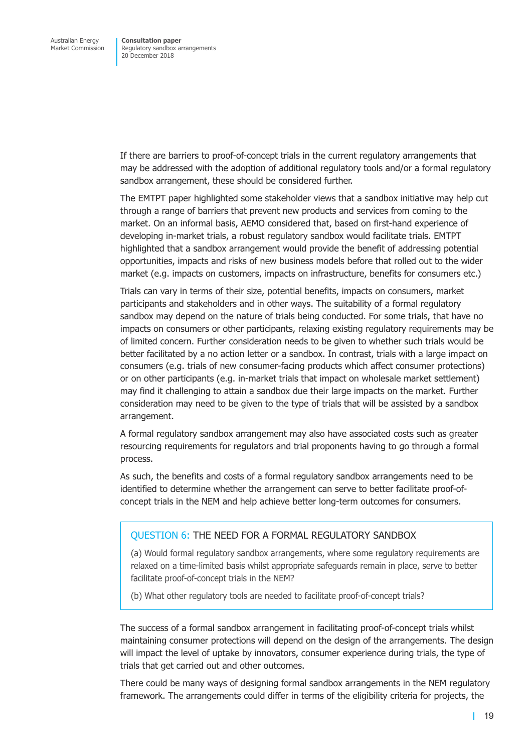If there are barriers to proof-of-concept trials in the current regulatory arrangements that may be addressed with the adoption of additional regulatory tools and/or a formal regulatory sandbox arrangement, these should be considered further.

The EMTPT paper highlighted some stakeholder views that a sandbox initiative may help cut through a range of barriers that prevent new products and services from coming to the market. On an informal basis, AEMO considered that, based on first-hand experience of developing in-market trials, a robust regulatory sandbox would facilitate trials. EMTPT highlighted that a sandbox arrangement would provide the benefit of addressing potential opportunities, impacts and risks of new business models before that rolled out to the wider market (e.g. impacts on customers, impacts on infrastructure, benefits for consumers etc.)

Trials can vary in terms of their size, potential benefits, impacts on consumers, market participants and stakeholders and in other ways. The suitability of a formal regulatory sandbox may depend on the nature of trials being conducted. For some trials, that have no impacts on consumers or other participants, relaxing existing regulatory requirements may be of limited concern. Further consideration needs to be given to whether such trials would be better facilitated by a no action letter or a sandbox. In contrast, trials with a large impact on consumers (e.g. trials of new consumer-facing products which affect consumer protections) or on other participants (e.g. in-market trials that impact on wholesale market settlement) may find it challenging to attain a sandbox due their large impacts on the market. Further consideration may need to be given to the type of trials that will be assisted by a sandbox arrangement.

A formal regulatory sandbox arrangement may also have associated costs such as greater resourcing requirements for regulators and trial proponents having to go through a formal process.

As such, the benefits and costs of a formal regulatory sandbox arrangements need to be identified to determine whether the arrangement can serve to better facilitate proof-of-concept trials in the NEM and help achieve better long-term outcomes for consumers.

> **QUESTION 6: THE NEED FOR A FORMAL REGULATORY SANDBOX**
>
> (a) Would formal regulatory sandbox arrangements, where some regulatory requirements are relaxed on a time-limited basis whilst appropriate safeguards remain in place, serve to better facilitate proof-of-concept trials in the NEM?
>
> (b) What other regulatory tools are needed to facilitate proof-of-concept trials?

The success of a formal sandbox arrangement in facilitating proof-of-concept trials whilst maintaining consumer protections will depend on the design of the arrangements. The design will impact the level of uptake by innovators, consumer experience during trials, the type of trials that get carried out and other outcomes.

There could be many ways of designing formal sandbox arrangements in the NEM regulatory framework. The arrangements could differ in terms of the eligibility criteria for projects, the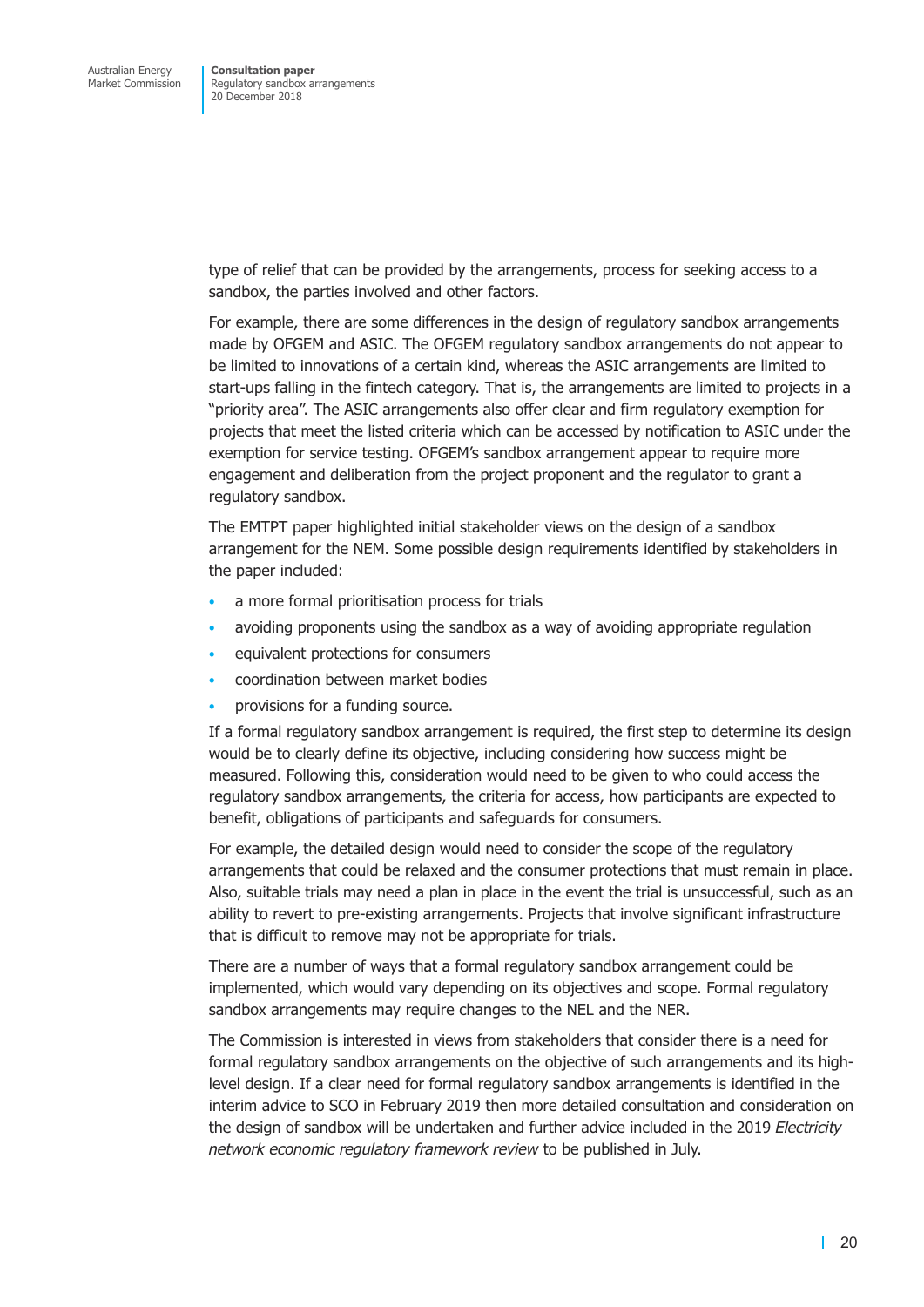type of relief that can be provided by the arrangements, process for seeking access to a sandbox, the parties involved and other factors.

For example, there are some differences in the design of regulatory sandbox arrangements made by OFGEM and ASIC. The OFGEM regulatory sandbox arrangements do not appear to be limited to innovations of a certain kind, whereas the ASIC arrangements are limited to start-ups falling in the fintech category. That is, the arrangements are limited to projects in a "priority area". The ASIC arrangements also offer clear and firm regulatory exemption for projects that meet the listed criteria which can be accessed by notification to ASIC under the exemption for service testing. OFGEM's sandbox arrangement appear to require more engagement and deliberation from the project proponent and the regulator to grant a regulatory sandbox.

The EMTPT paper highlighted initial stakeholder views on the design of a sandbox arrangement for the NEM. Some possible design requirements identified by stakeholders in the paper included:

- a more formal prioritisation process for trials
- avoiding proponents using the sandbox as a way of avoiding appropriate regulation
- equivalent protections for consumers
- coordination between market bodies
- provisions for a funding source.

If a formal regulatory sandbox arrangement is required, the first step to determine its design would be to clearly define its objective, including considering how success might be measured. Following this, consideration would need to be given to who could access the regulatory sandbox arrangements, the criteria for access, how participants are expected to benefit, obligations of participants and safeguards for consumers.

For example, the detailed design would need to consider the scope of the regulatory arrangements that could be relaxed and the consumer protections that must remain in place. Also, suitable trials may need a plan in place in the event the trial is unsuccessful, such as an ability to revert to pre-existing arrangements. Projects that involve significant infrastructure that is difficult to remove may not be appropriate for trials.

There are a number of ways that a formal regulatory sandbox arrangement could be implemented, which would vary depending on its objectives and scope. Formal regulatory sandbox arrangements may require changes to the NEL and the NER.

The Commission is interested in views from stakeholders that consider there is a need for formal regulatory sandbox arrangements on the objective of such arrangements and its high-level design. If a clear need for formal regulatory sandbox arrangements is identified in the interim advice to SCO in February 2019 then more detailed consultation and consideration on the design of sandbox will be undertaken and further advice included in the 2019 *Electricity network economic regulatory framework review* to be published in July.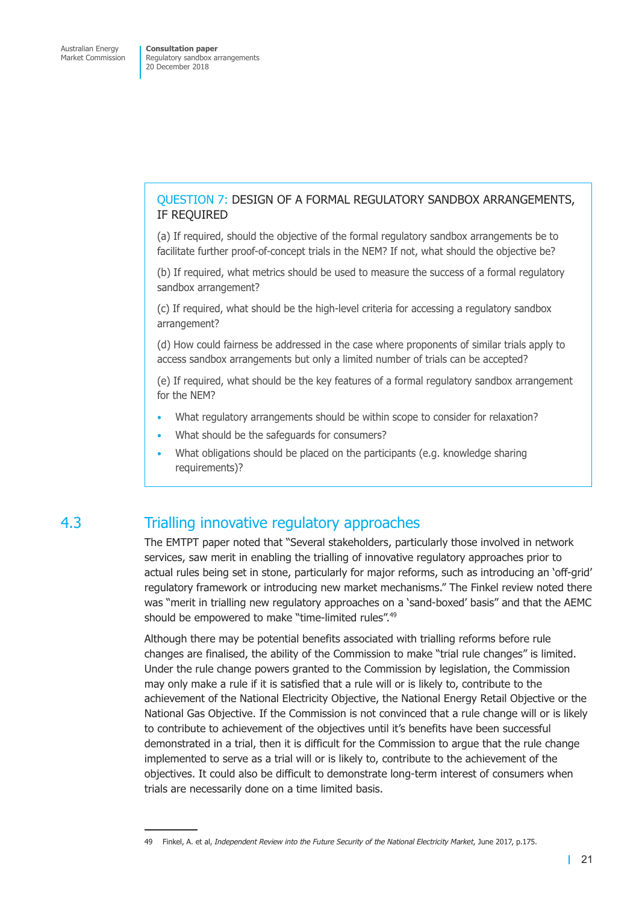> QUESTION 7: DESIGN OF A FORMAL REGULATORY SANDBOX ARRANGEMENTS, IF REQUIRED
>
> (a) If required, should the objective of the formal regulatory sandbox arrangements be to facilitate further proof-of-concept trials in the NEM? If not, what should the objective be?
>
> (b) If required, what metrics should be used to measure the success of a formal regulatory sandbox arrangement?
>
> (c) If required, what should be the high-level criteria for accessing a regulatory sandbox arrangement?
>
> (d) How could fairness be addressed in the case where proponents of similar trials apply to access sandbox arrangements but only a limited number of trials can be accepted?
>
> (e) If required, what should be the key features of a formal regulatory sandbox arrangement for the NEM?
>
> - What regulatory arrangements should be within scope to consider for relaxation?
> - What should be the safeguards for consumers?
> - What obligations should be placed on the participants (e.g. knowledge sharing requirements)?

## 4.3 Trialling innovative regulatory approaches

The EMTPT paper noted that "Several stakeholders, particularly those involved in network services, saw merit in enabling the trialling of innovative regulatory approaches prior to actual rules being set in stone, particularly for major reforms, such as introducing an 'off-grid' regulatory framework or introducing new market mechanisms." The Finkel review noted there was "merit in trialling new regulatory approaches on a 'sand-boxed' basis" and that the AEMC should be empowered to make "time-limited rules".[49]

Although there may be potential benefits associated with trialling reforms before rule changes are finalised, the ability of the Commission to make "trial rule changes" is limited. Under the rule change powers granted to the Commission by legislation, the Commission may only make a rule if it is satisfied that a rule will or is likely to, contribute to the achievement of the National Electricity Objective, the National Energy Retail Objective or the National Gas Objective. If the Commission is not convinced that a rule change will or is likely to contribute to achievement of the objectives until it's benefits have been successful demonstrated in a trial, then it is difficult for the Commission to argue that the rule change implemented to serve as a trial will or is likely to, contribute to the achievement of the objectives. It could also be difficult to demonstrate long-term interest of consumers when trials are necessarily done on a time limited basis.

---

49 Finkel, A. et al, *Independent Review into the Future Security of the National Electricity Market*, June 2017, p.175.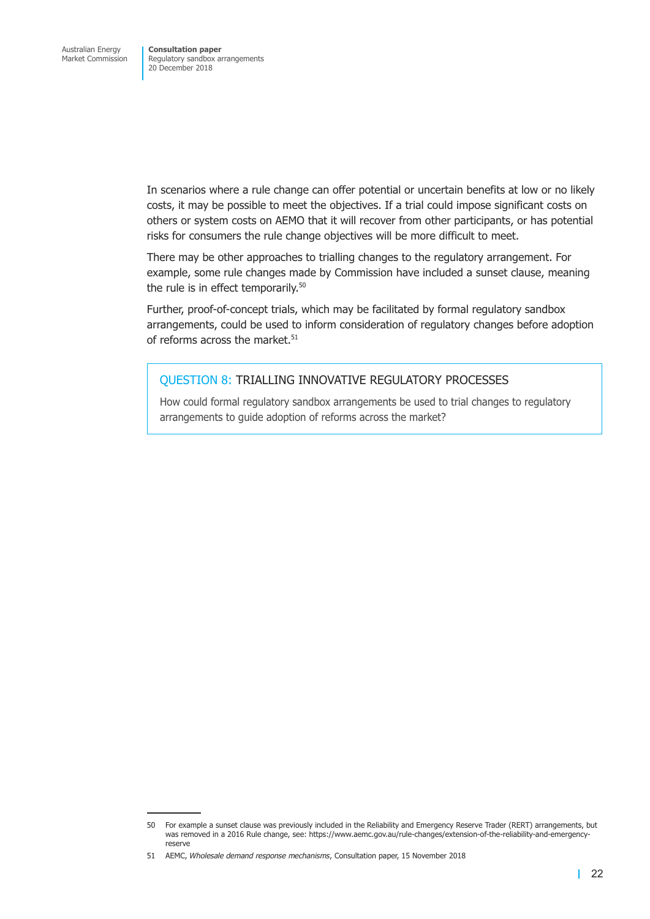In scenarios where a rule change can offer potential or uncertain benefits at low or no likely costs, it may be possible to meet the objectives. If a trial could impose significant costs on others or system costs on AEMO that it will recover from other participants, or has potential risks for consumers the rule change objectives will be more difficult to meet.

There may be other approaches to trialling changes to the regulatory arrangement. For example, some rule changes made by Commission have included a sunset clause, meaning the rule is in effect temporarily.[50]

Further, proof-of-concept trials, which may be facilitated by formal regulatory sandbox arrangements, could be used to inform consideration of regulatory changes before adoption of reforms across the market.[51]

> **QUESTION 8: TRIALLING INNOVATIVE REGULATORY PROCESSES**
>
> How could formal regulatory sandbox arrangements be used to trial changes to regulatory arrangements to guide adoption of reforms across the market?

---

50 For example a sunset clause was previously included in the Reliability and Emergency Reserve Trader (RERT) arrangements, but was removed in a 2016 Rule change, see: https://www.aemc.gov.au/rule-changes/extension-of-the-reliability-and-emergency-reserve

51 AEMC, *Wholesale demand response mechanisms*, Consultation paper, 15 November 2018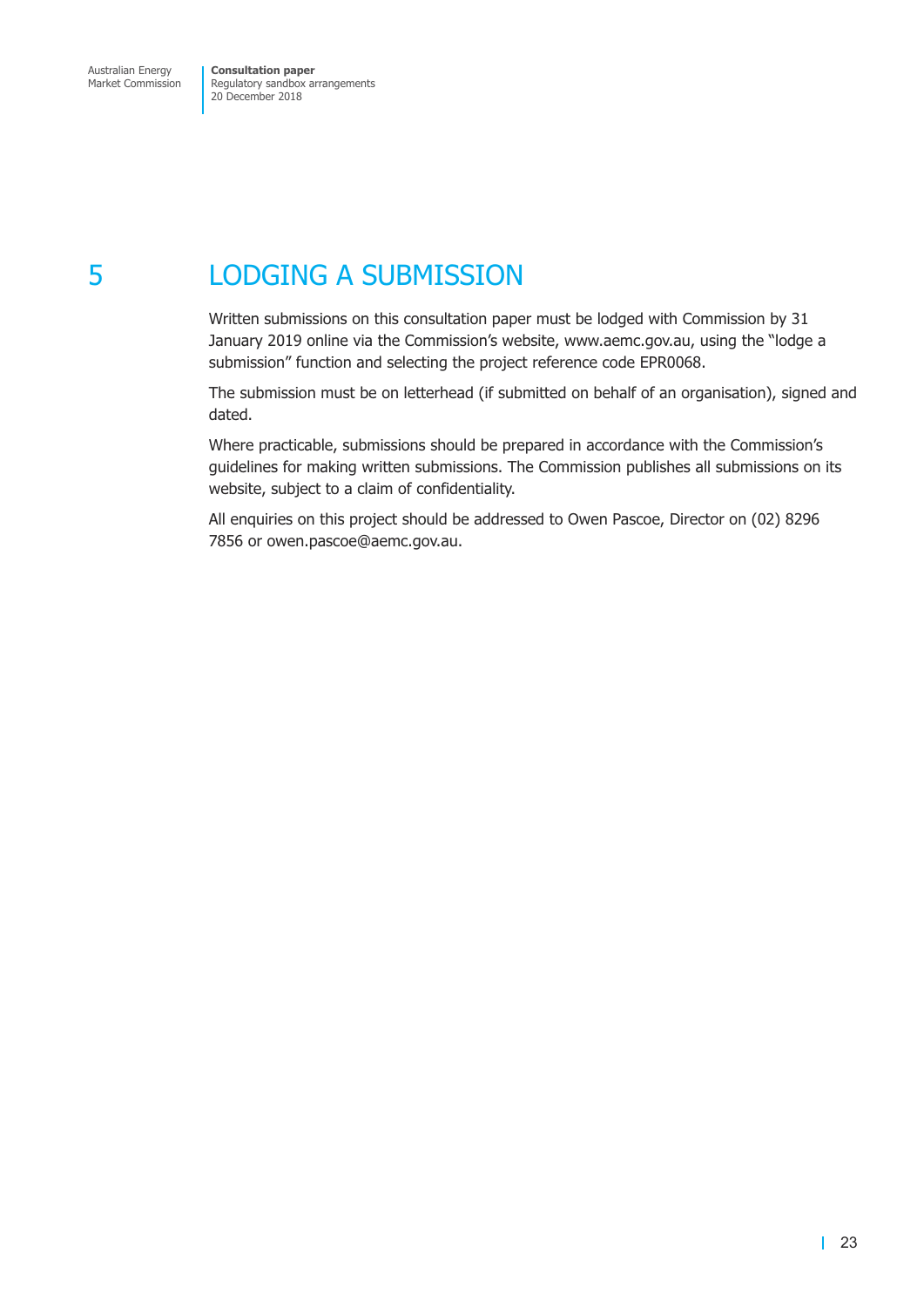# 5 LODGING A SUBMISSION

Written submissions on this consultation paper must be lodged with Commission by 31 January 2019 online via the Commission's website, www.aemc.gov.au, using the "lodge a submission" function and selecting the project reference code EPR0068.

The submission must be on letterhead (if submitted on behalf of an organisation), signed and dated.

Where practicable, submissions should be prepared in accordance with the Commission's guidelines for making written submissions. The Commission publishes all submissions on its website, subject to a claim of confidentiality.

All enquiries on this project should be addressed to Owen Pascoe, Director on (02) 8296 7856 or owen.pascoe@aemc.gov.au.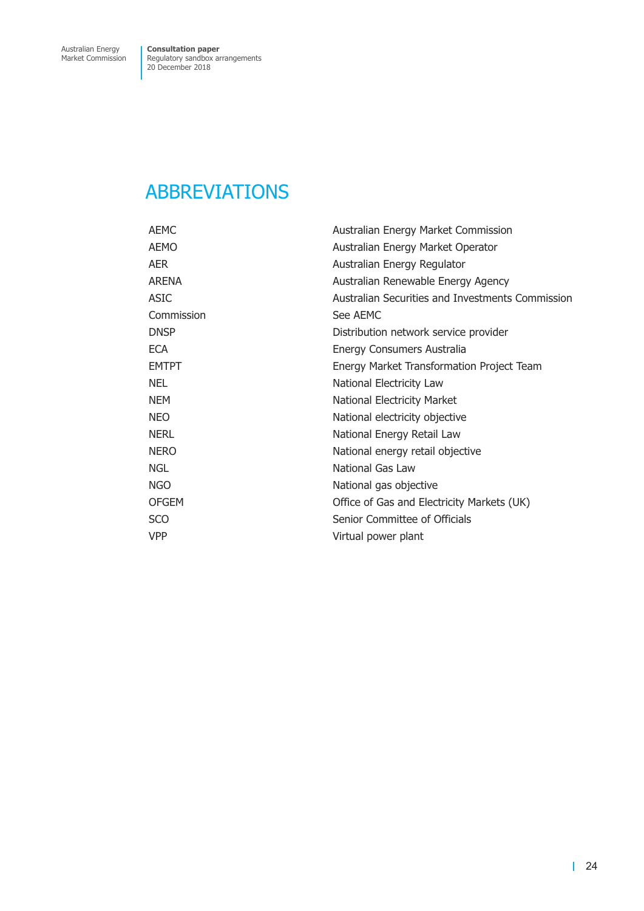# ABBREVIATIONS

| | |
|---|---|
| AEMC | Australian Energy Market Commission |
| AEMO | Australian Energy Market Operator |
| AER | Australian Energy Regulator |
| ARENA | Australian Renewable Energy Agency |
| ASIC | Australian Securities and Investments Commission |
| Commission | See AEMC |
| DNSP | Distribution network service provider |
| ECA | Energy Consumers Australia |
| EMTPT | Energy Market Transformation Project Team |
| NEL | National Electricity Law |
| NEM | National Electricity Market |
| NEO | National electricity objective |
| NERL | National Energy Retail Law |
| NERO | National energy retail objective |
| NGL | National Gas Law |
| NGO | National gas objective |
| OFGEM | Office of Gas and Electricity Markets (UK) |
| SCO | Senior Committee of Officials |
| VPP | Virtual power plant |